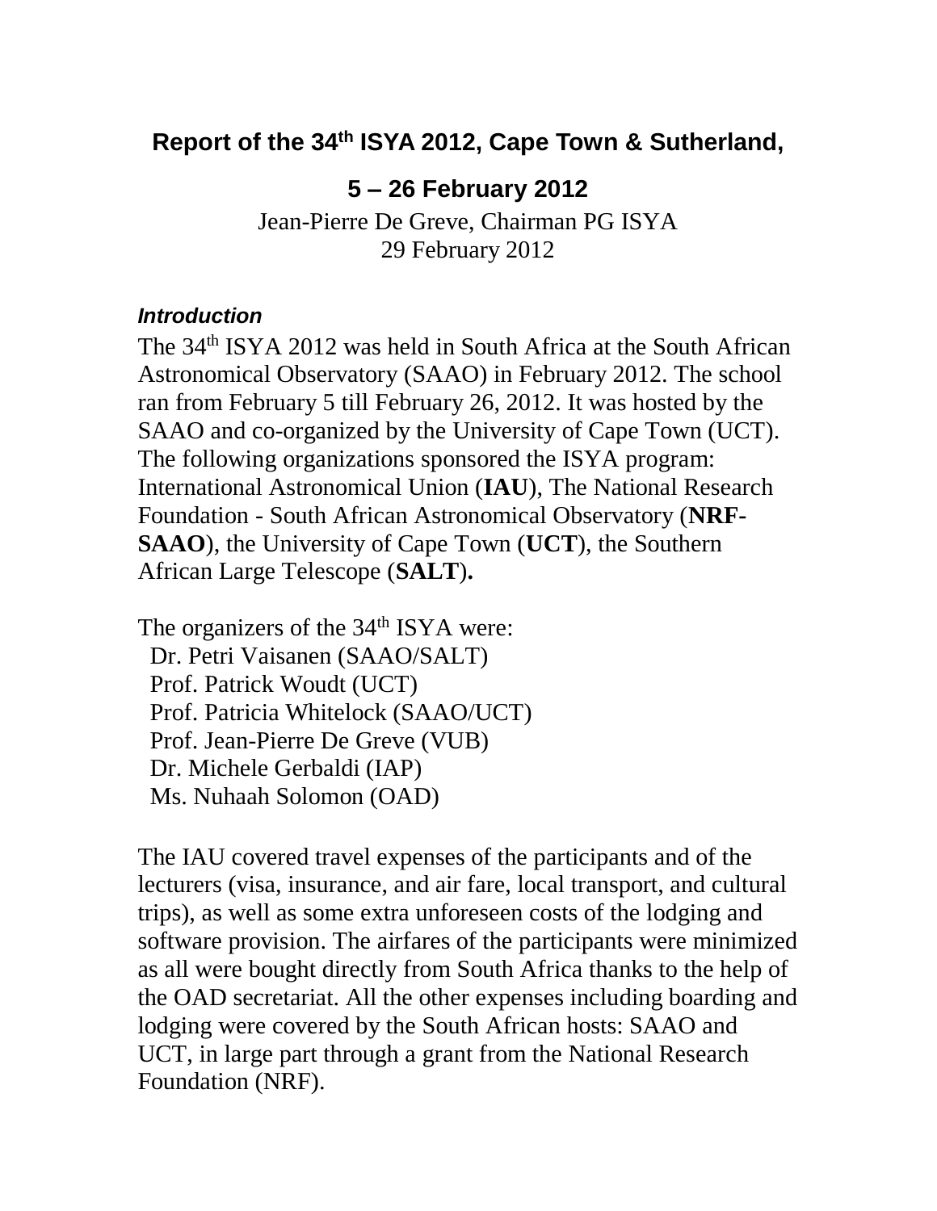# Report of the 34th ISYA 2012, Cape Town & Sutherland,

## 5 – 26 February 2012

Jean-Pierre De Greve, Chairman PG ISYA
29 February 2012

### *Introduction*

The 34th ISYA 2012 was held in South Africa at the South African Astronomical Observatory (SAAO) in February 2012. The school ran from February 5 till February 26, 2012. It was hosted by the SAAO and co-organized by the University of Cape Town (UCT). The following organizations sponsored the ISYA program: International Astronomical Union (**IAU**), The National Research Foundation - South African Astronomical Observatory (**NRF-SAAO**), the University of Cape Town (**UCT**), the Southern African Large Telescope (**SALT**)**.**

The organizers of the 34th ISYA were:
- Dr. Petri Vaisanen (SAAO/SALT)
- Prof. Patrick Woudt (UCT)
- Prof. Patricia Whitelock (SAAO/UCT)
- Prof. Jean-Pierre De Greve (VUB)
- Dr. Michele Gerbaldi (IAP)
- Ms. Nuhaah Solomon (OAD)

The IAU covered travel expenses of the participants and of the lecturers (visa, insurance, and air fare, local transport, and cultural trips), as well as some extra unforeseen costs of the lodging and software provision. The airfares of the participants were minimized as all were bought directly from South Africa thanks to the help of the OAD secretariat. All the other expenses including boarding and lodging were covered by the South African hosts: SAAO and UCT, in large part through a grant from the National Research Foundation (NRF).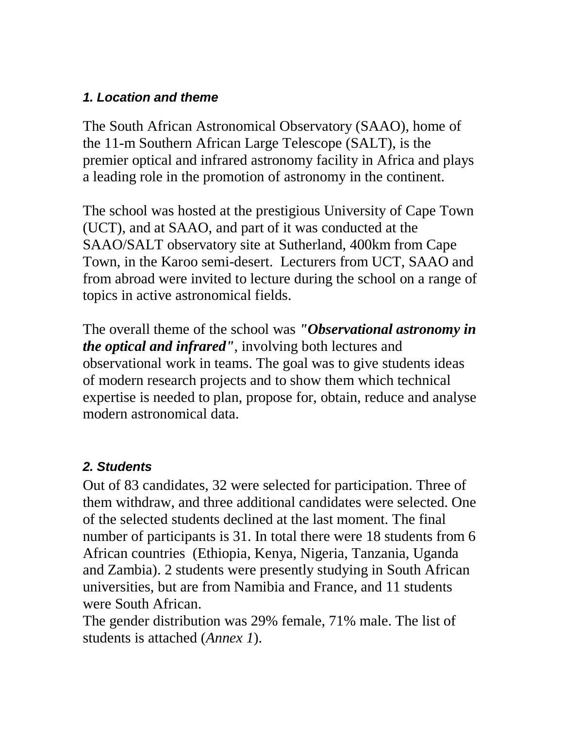### *1. Location and theme*

The South African Astronomical Observatory (SAAO), home of the 11-m Southern African Large Telescope (SALT), is the premier optical and infrared astronomy facility in Africa and plays a leading role in the promotion of astronomy in the continent.

The school was hosted at the prestigious University of Cape Town (UCT), and at SAAO, and part of it was conducted at the SAAO/SALT observatory site at Sutherland, 400km from Cape Town, in the Karoo semi-desert. Lecturers from UCT, SAAO and from abroad were invited to lecture during the school on a range of topics in active astronomical fields.

The overall theme of the school was ***"Observational astronomy in the optical and infrared"***, involving both lectures and observational work in teams. The goal was to give students ideas of modern research projects and to show them which technical expertise is needed to plan, propose for, obtain, reduce and analyse modern astronomical data.

### *2. Students*

Out of 83 candidates, 32 were selected for participation. Three of them withdraw, and three additional candidates were selected. One of the selected students declined at the last moment. The final number of participants is 31. In total there were 18 students from 6 African countries (Ethiopia, Kenya, Nigeria, Tanzania, Uganda and Zambia). 2 students were presently studying in South African universities, but are from Namibia and France, and 11 students were South African.

The gender distribution was 29% female, 71% male. The list of students is attached (*Annex 1*).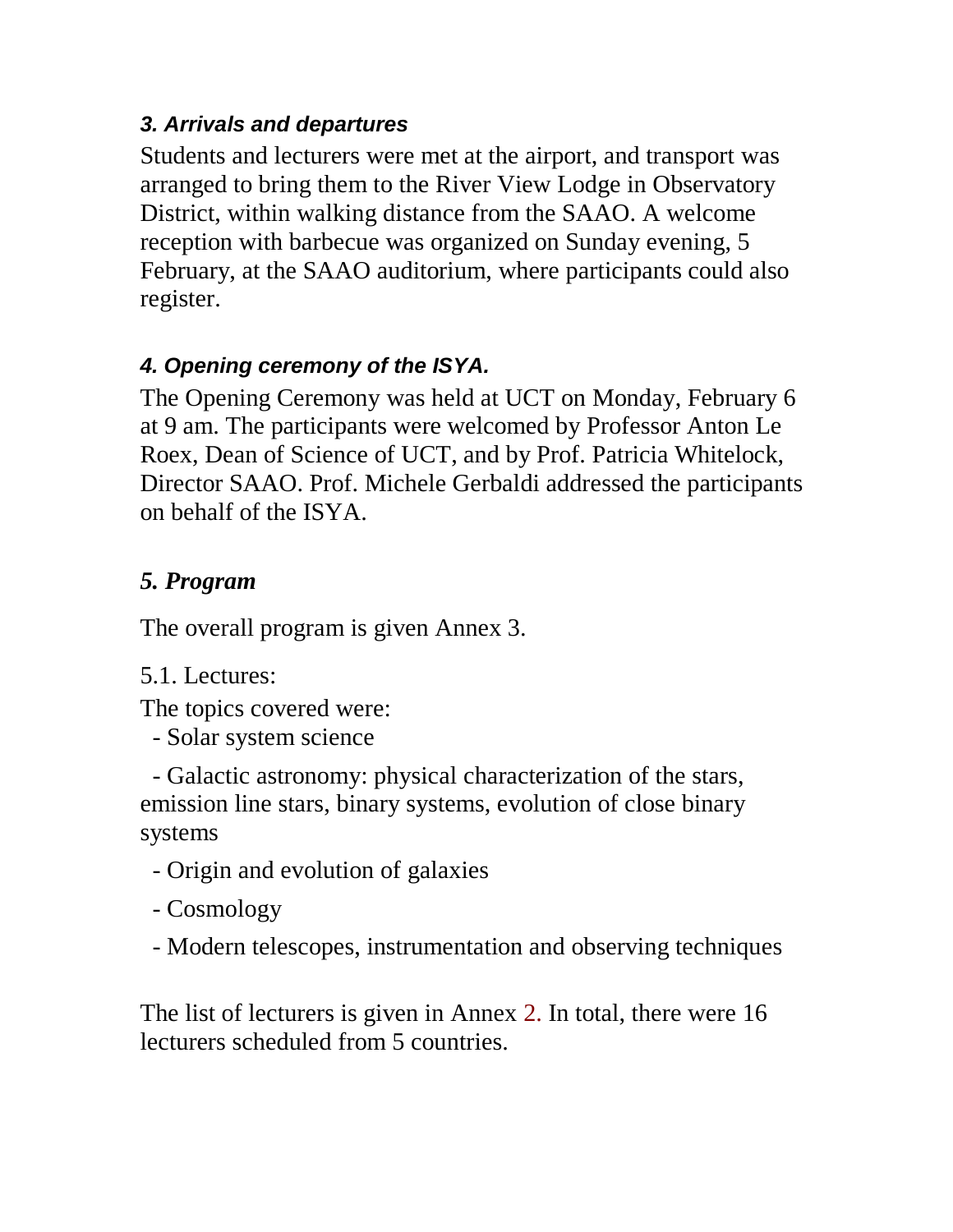### *3. Arrivals and departures*

Students and lecturers were met at the airport, and transport was arranged to bring them to the River View Lodge in Observatory District, within walking distance from the SAAO. A welcome reception with barbecue was organized on Sunday evening, 5 February, at the SAAO auditorium, where participants could also register.

### *4. Opening ceremony of the ISYA.*

The Opening Ceremony was held at UCT on Monday, February 6 at 9 am. The participants were welcomed by Professor Anton Le Roex, Dean of Science of UCT, and by Prof. Patricia Whitelock, Director SAAO. Prof. Michele Gerbaldi addressed the participants on behalf of the ISYA.

### *5. Program*

The overall program is given Annex 3.

5.1. Lectures:

The topics covered were:

- Solar system science
- Galactic astronomy: physical characterization of the stars, emission line stars, binary systems, evolution of close binary systems
- Origin and evolution of galaxies
- Cosmology
- Modern telescopes, instrumentation and observing techniques

The list of lecturers is given in Annex 2. In total, there were 16 lecturers scheduled from 5 countries.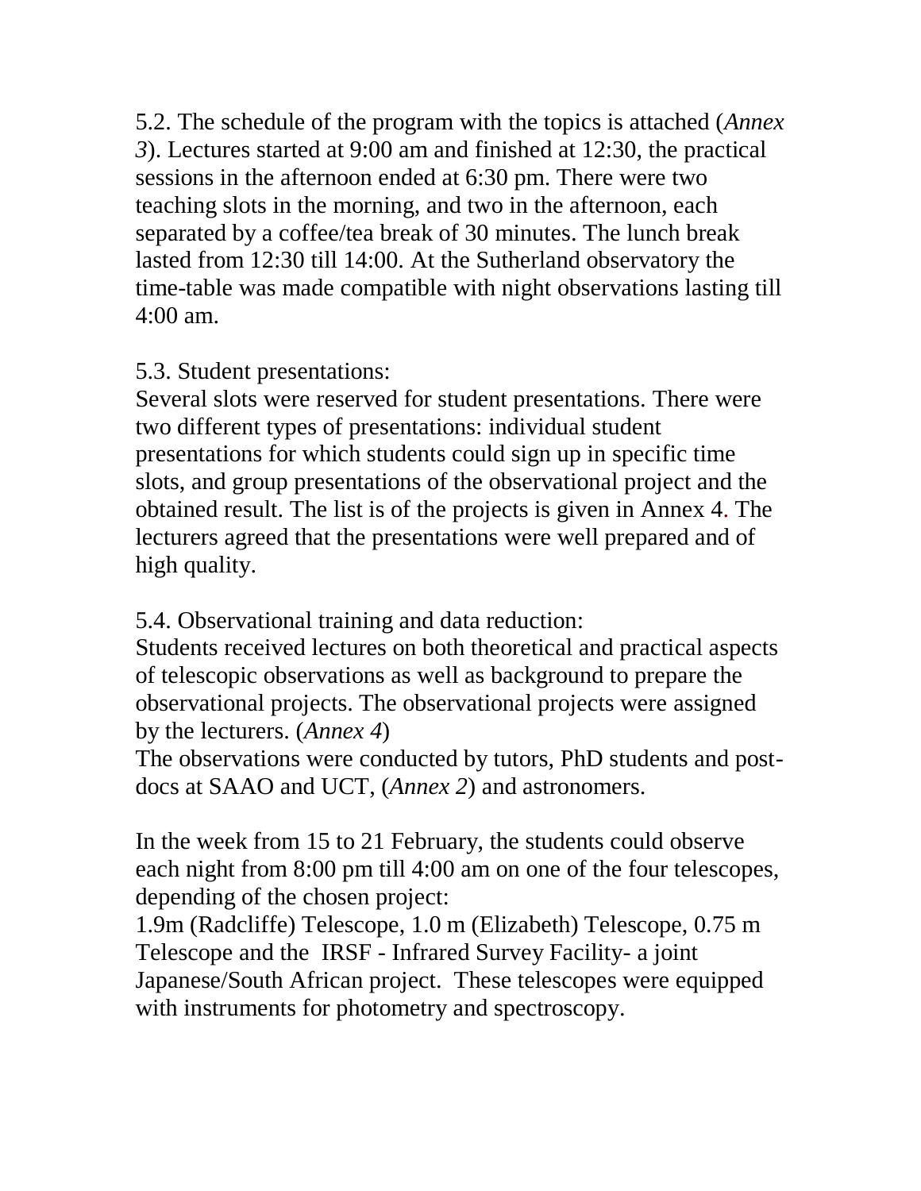5.2. The schedule of the program with the topics is attached (*Annex 3*). Lectures started at 9:00 am and finished at 12:30, the practical sessions in the afternoon ended at 6:30 pm. There were two teaching slots in the morning, and two in the afternoon, each separated by a coffee/tea break of 30 minutes. The lunch break lasted from 12:30 till 14:00. At the Sutherland observatory the time-table was made compatible with night observations lasting till 4:00 am.

5.3. Student presentations:
Several slots were reserved for student presentations. There were two different types of presentations: individual student presentations for which students could sign up in specific time slots, and group presentations of the observational project and the obtained result. The list is of the projects is given in Annex 4. The lecturers agreed that the presentations were well prepared and of high quality.

5.4. Observational training and data reduction:
Students received lectures on both theoretical and practical aspects of telescopic observations as well as background to prepare the observational projects. The observational projects were assigned by the lecturers. (*Annex 4*)
The observations were conducted by tutors, PhD students and post-docs at SAAO and UCT, (*Annex 2*) and astronomers.

In the week from 15 to 21 February, the students could observe each night from 8:00 pm till 4:00 am on one of the four telescopes, depending of the chosen project:
1.9m (Radcliffe) Telescope, 1.0 m (Elizabeth) Telescope, 0.75 m Telescope and the IRSF - Infrared Survey Facility- a joint Japanese/South African project. These telescopes were equipped with instruments for photometry and spectroscopy.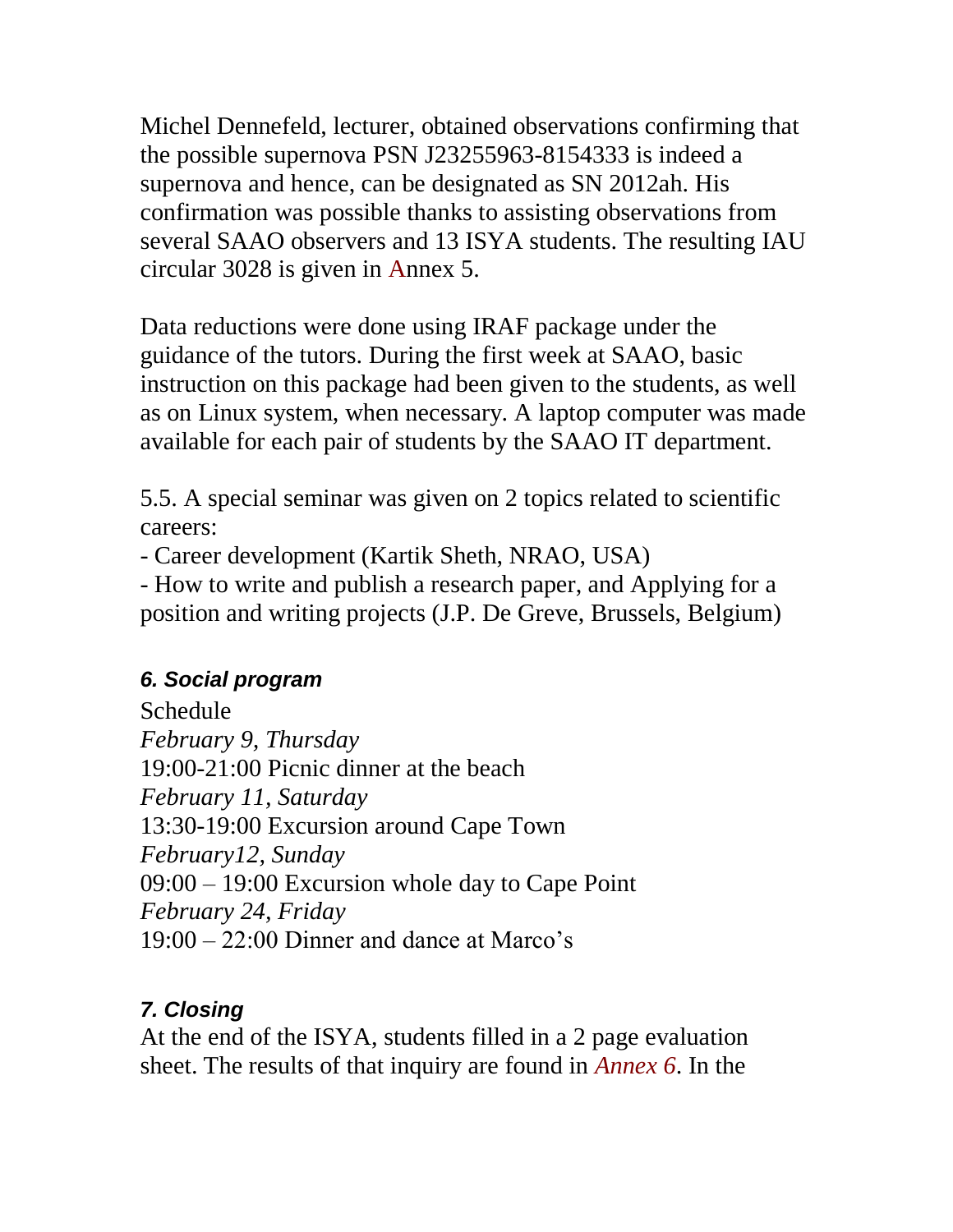Michel Dennefeld, lecturer, obtained observations confirming that the possible supernova PSN J23255963-8154333 is indeed a supernova and hence, can be designated as SN 2012ah. His confirmation was possible thanks to assisting observations from several SAAO observers and 13 ISYA students. The resulting IAU circular 3028 is given in Annex 5.

Data reductions were done using IRAF package under the guidance of the tutors. During the first week at SAAO, basic instruction on this package had been given to the students, as well as on Linux system, when necessary. A laptop computer was made available for each pair of students by the SAAO IT department.

5.5. A special seminar was given on 2 topics related to scientific careers:
- Career development (Kartik Sheth, NRAO, USA)
- How to write and publish a research paper, and Applying for a position and writing projects (J.P. De Greve, Brussels, Belgium)

### *6. Social program*

Schedule
*February 9, Thursday*
19:00-21:00 Picnic dinner at the beach
*February 11, Saturday*
13:30-19:00 Excursion around Cape Town
*February12, Sunday*
09:00 – 19:00 Excursion whole day to Cape Point
*February 24, Friday*
19:00 – 22:00 Dinner and dance at Marco's

### *7. Closing*

At the end of the ISYA, students filled in a 2 page evaluation sheet. The results of that inquiry are found in *Annex 6*. In the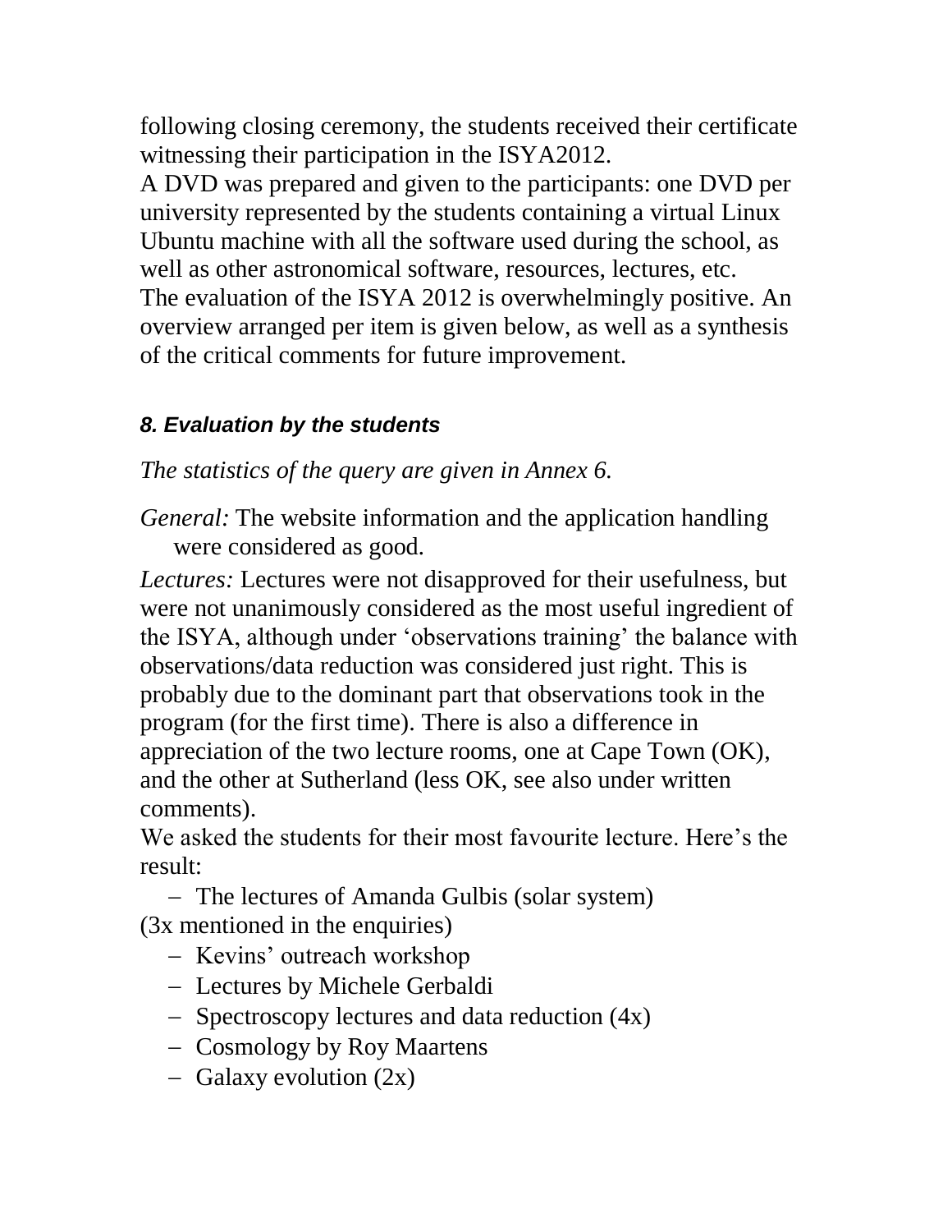following closing ceremony, the students received their certificate witnessing their participation in the ISYA2012.

A DVD was prepared and given to the participants: one DVD per university represented by the students containing a virtual Linux Ubuntu machine with all the software used during the school, as well as other astronomical software, resources, lectures, etc.

The evaluation of the ISYA 2012 is overwhelmingly positive. An overview arranged per item is given below, as well as a synthesis of the critical comments for future improvement.

### *8. Evaluation by the students*

*The statistics of the query are given in Annex 6.*

*General:* The website information and the application handling were considered as good.

*Lectures:* Lectures were not disapproved for their usefulness, but were not unanimously considered as the most useful ingredient of the ISYA, although under 'observations training' the balance with observations/data reduction was considered just right. This is probably due to the dominant part that observations took in the program (for the first time). There is also a difference in appreciation of the two lecture rooms, one at Cape Town (OK), and the other at Sutherland (less OK, see also under written comments).

We asked the students for their most favourite lecture. Here's the result:

- The lectures of Amanda Gulbis (solar system) (3x mentioned in the enquiries)
- Kevins' outreach workshop
- Lectures by Michele Gerbaldi
- Spectroscopy lectures and data reduction (4x)
- Cosmology by Roy Maartens
- Galaxy evolution (2x)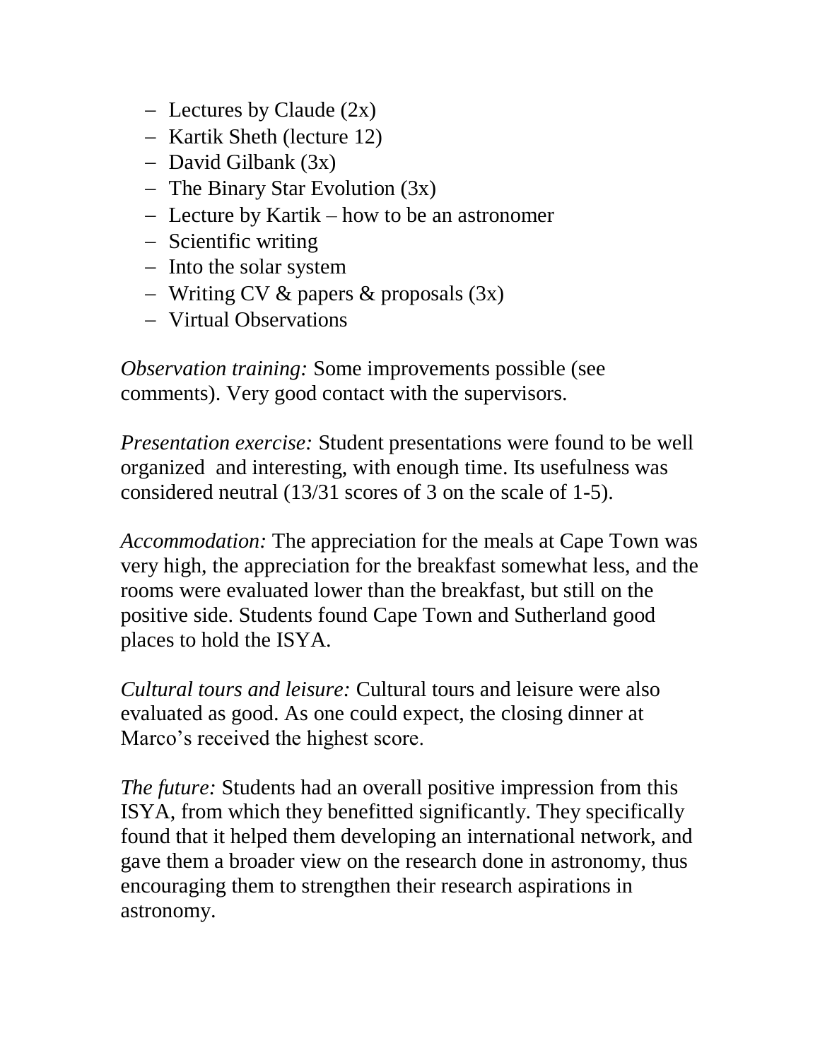- Lectures by Claude (2x)
- Kartik Sheth (lecture 12)
- David Gilbank (3x)
- The Binary Star Evolution (3x)
- Lecture by Kartik – how to be an astronomer
- Scientific writing
- Into the solar system
- Writing CV & papers & proposals (3x)
- Virtual Observations

*Observation training:* Some improvements possible (see comments). Very good contact with the supervisors.

*Presentation exercise:* Student presentations were found to be well organized and interesting, with enough time. Its usefulness was considered neutral (13/31 scores of 3 on the scale of 1-5).

*Accommodation:* The appreciation for the meals at Cape Town was very high, the appreciation for the breakfast somewhat less, and the rooms were evaluated lower than the breakfast, but still on the positive side. Students found Cape Town and Sutherland good places to hold the ISYA.

*Cultural tours and leisure:* Cultural tours and leisure were also evaluated as good. As one could expect, the closing dinner at Marco's received the highest score.

*The future:* Students had an overall positive impression from this ISYA, from which they benefitted significantly. They specifically found that it helped them developing an international network, and gave them a broader view on the research done in astronomy, thus encouraging them to strengthen their research aspirations in astronomy.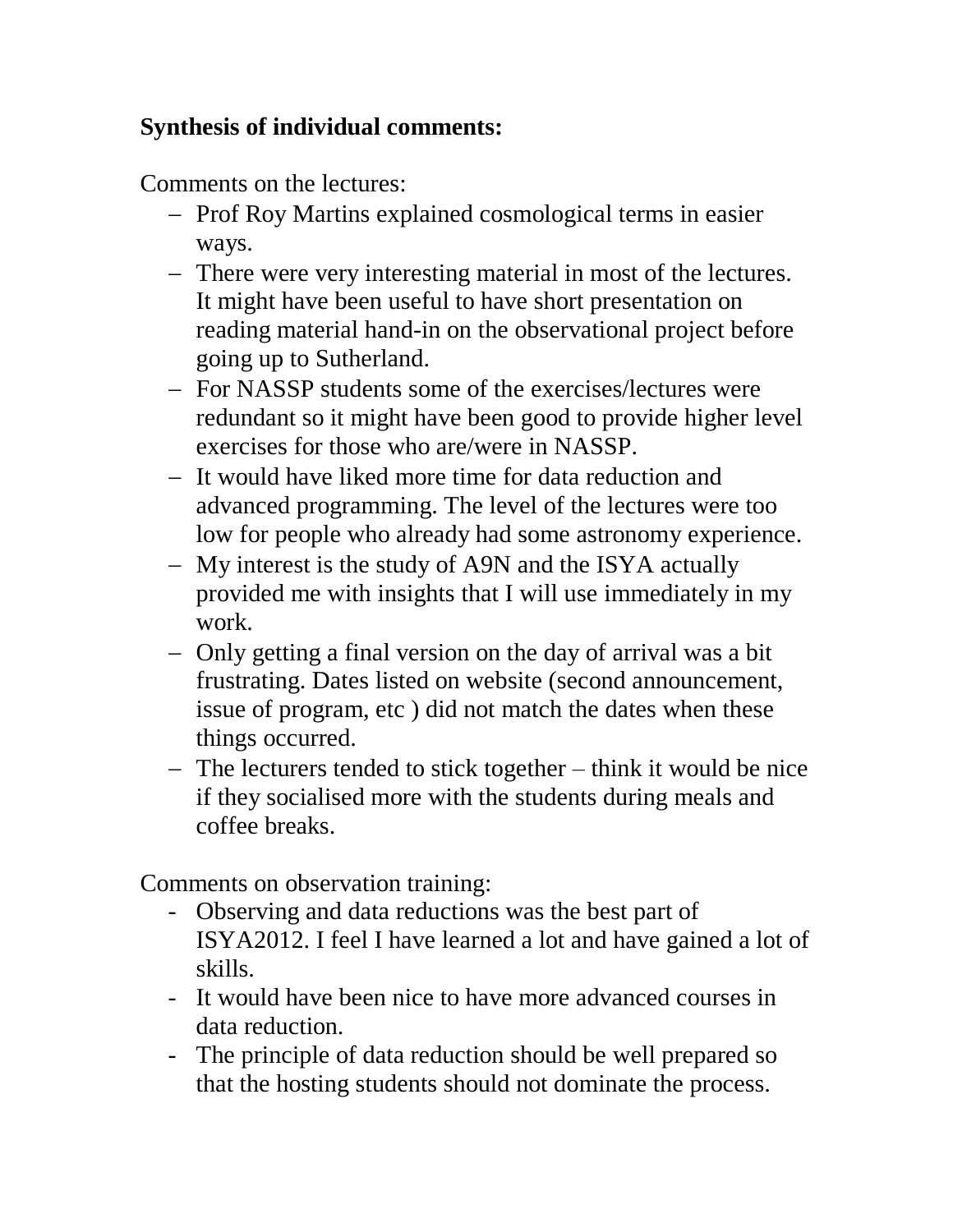**Synthesis of individual comments:**

Comments on the lectures:

- Prof Roy Martins explained cosmological terms in easier ways.
- There were very interesting material in most of the lectures. It might have been useful to have short presentation on reading material hand-in on the observational project before going up to Sutherland.
- For NASSP students some of the exercises/lectures were redundant so it might have been good to provide higher level exercises for those who are/were in NASSP.
- It would have liked more time for data reduction and advanced programming. The level of the lectures were too low for people who already had some astronomy experience.
- My interest is the study of A9N and the ISYA actually provided me with insights that I will use immediately in my work.
- Only getting a final version on the day of arrival was a bit frustrating. Dates listed on website (second announcement, issue of program, etc ) did not match the dates when these things occurred.
- The lecturers tended to stick together – think it would be nice if they socialised more with the students during meals and coffee breaks.

Comments on observation training:

- Observing and data reductions was the best part of ISYA2012. I feel I have learned a lot and have gained a lot of skills.
- It would have been nice to have more advanced courses in data reduction.
- The principle of data reduction should be well prepared so that the hosting students should not dominate the process.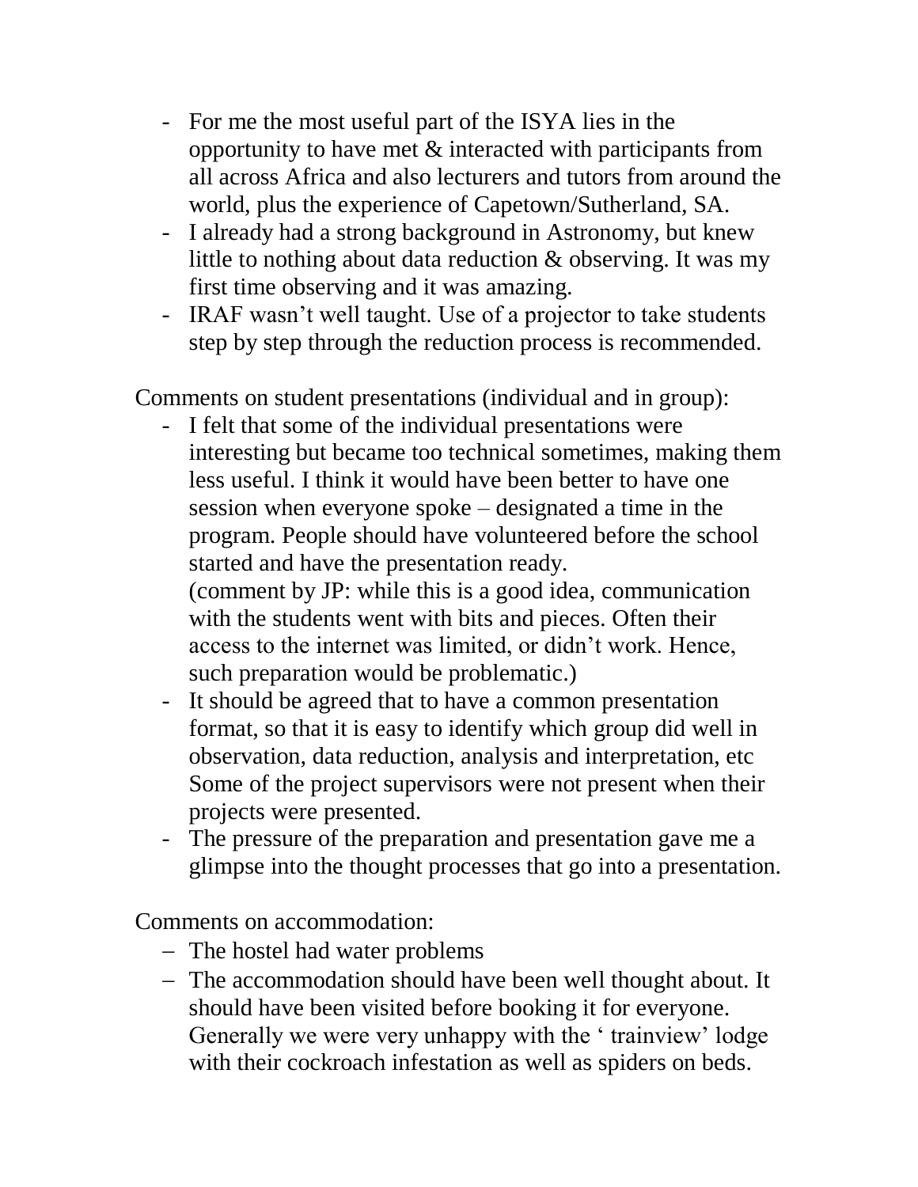- For me the most useful part of the ISYA lies in the opportunity to have met & interacted with participants from all across Africa and also lecturers and tutors from around the world, plus the experience of Capetown/Sutherland, SA.
- I already had a strong background in Astronomy, but knew little to nothing about data reduction & observing. It was my first time observing and it was amazing.
- IRAF wasn't well taught. Use of a projector to take students step by step through the reduction process is recommended.

Comments on student presentations (individual and in group):

- I felt that some of the individual presentations were interesting but became too technical sometimes, making them less useful. I think it would have been better to have one session when everyone spoke – designated a time in the program. People should have volunteered before the school started and have the presentation ready.
  (comment by JP: while this is a good idea, communication with the students went with bits and pieces. Often their access to the internet was limited, or didn't work. Hence, such preparation would be problematic.)
- It should be agreed that to have a common presentation format, so that it is easy to identify which group did well in observation, data reduction, analysis and interpretation, etc Some of the project supervisors were not present when their projects were presented.
- The pressure of the preparation and presentation gave me a glimpse into the thought processes that go into a presentation.

Comments on accommodation:

- The hostel had water problems
- The accommodation should have been well thought about. It should have been visited before booking it for everyone. Generally we were very unhappy with the ' trainview' lodge with their cockroach infestation as well as spiders on beds.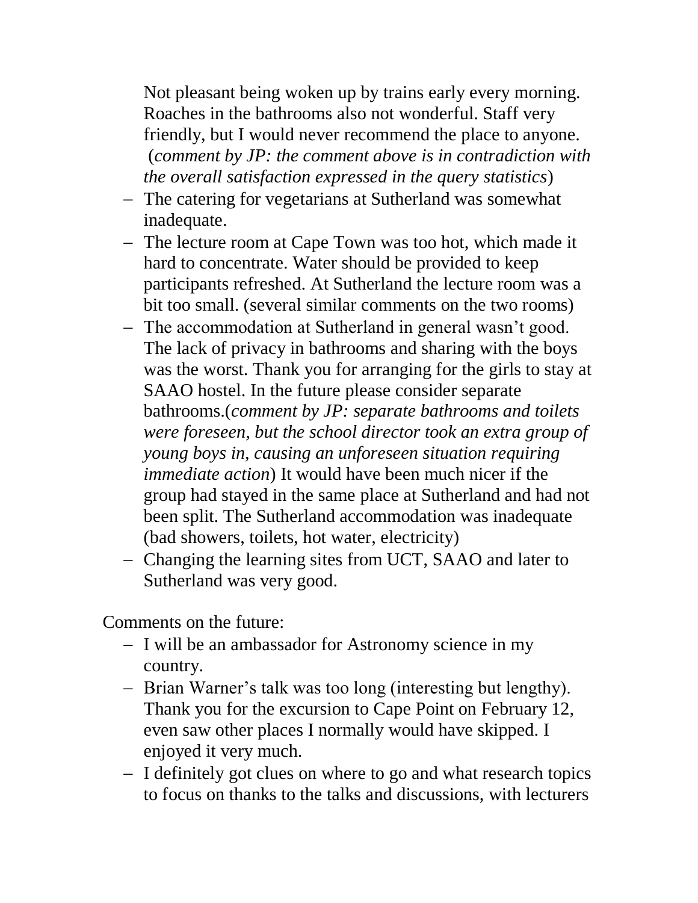Not pleasant being woken up by trains early every morning. Roaches in the bathrooms also not wonderful. Staff very friendly, but I would never recommend the place to anyone. (*comment by JP: the comment above is in contradiction with the overall satisfaction expressed in the query statistics*)

- The catering for vegetarians at Sutherland was somewhat inadequate.
- The lecture room at Cape Town was too hot, which made it hard to concentrate. Water should be provided to keep participants refreshed. At Sutherland the lecture room was a bit too small. (several similar comments on the two rooms)
- The accommodation at Sutherland in general wasn't good. The lack of privacy in bathrooms and sharing with the boys was the worst. Thank you for arranging for the girls to stay at SAAO hostel. In the future please consider separate bathrooms.(*comment by JP: separate bathrooms and toilets were foreseen, but the school director took an extra group of young boys in, causing an unforeseen situation requiring immediate action*) It would have been much nicer if the group had stayed in the same place at Sutherland and had not been split. The Sutherland accommodation was inadequate (bad showers, toilets, hot water, electricity)
- Changing the learning sites from UCT, SAAO and later to Sutherland was very good.

Comments on the future:

- I will be an ambassador for Astronomy science in my country.
- Brian Warner's talk was too long (interesting but lengthy). Thank you for the excursion to Cape Point on February 12, even saw other places I normally would have skipped. I enjoyed it very much.
- I definitely got clues on where to go and what research topics to focus on thanks to the talks and discussions, with lecturers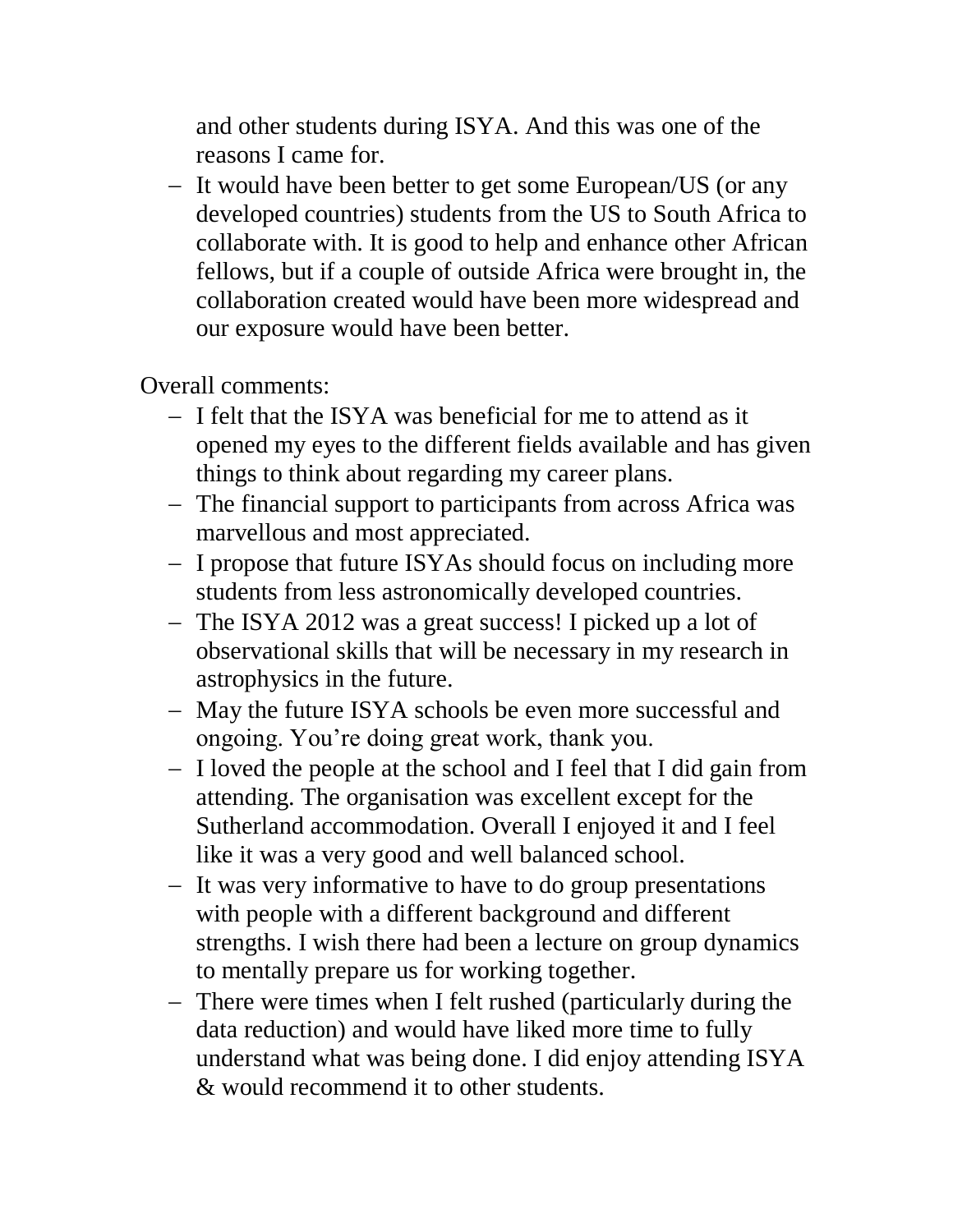and other students during ISYA. And this was one of the reasons I came for.

- It would have been better to get some European/US (or any developed countries) students from the US to South Africa to collaborate with. It is good to help and enhance other African fellows, but if a couple of outside Africa were brought in, the collaboration created would have been more widespread and our exposure would have been better.

Overall comments:

- I felt that the ISYA was beneficial for me to attend as it opened my eyes to the different fields available and has given things to think about regarding my career plans.
- The financial support to participants from across Africa was marvellous and most appreciated.
- I propose that future ISYAs should focus on including more students from less astronomically developed countries.
- The ISYA 2012 was a great success! I picked up a lot of observational skills that will be necessary in my research in astrophysics in the future.
- May the future ISYA schools be even more successful and ongoing. You're doing great work, thank you.
- I loved the people at the school and I feel that I did gain from attending. The organisation was excellent except for the Sutherland accommodation. Overall I enjoyed it and I feel like it was a very good and well balanced school.
- It was very informative to have to do group presentations with people with a different background and different strengths. I wish there had been a lecture on group dynamics to mentally prepare us for working together.
- There were times when I felt rushed (particularly during the data reduction) and would have liked more time to fully understand what was being done. I did enjoy attending ISYA & would recommend it to other students.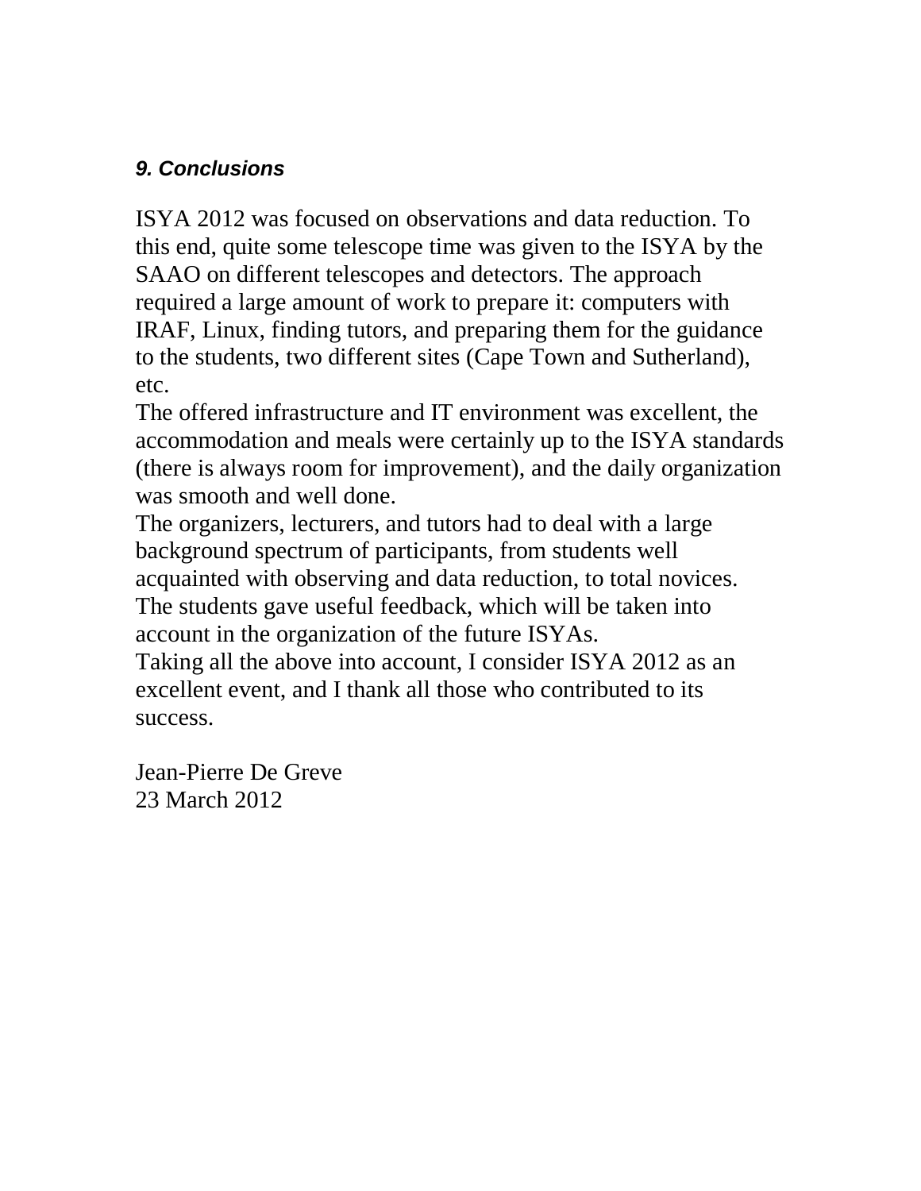### *9. Conclusions*

ISYA 2012 was focused on observations and data reduction. To this end, quite some telescope time was given to the ISYA by the SAAO on different telescopes and detectors. The approach required a large amount of work to prepare it: computers with IRAF, Linux, finding tutors, and preparing them for the guidance to the students, two different sites (Cape Town and Sutherland), etc.

The offered infrastructure and IT environment was excellent, the accommodation and meals were certainly up to the ISYA standards (there is always room for improvement), and the daily organization was smooth and well done.

The organizers, lecturers, and tutors had to deal with a large background spectrum of participants, from students well acquainted with observing and data reduction, to total novices. The students gave useful feedback, which will be taken into account in the organization of the future ISYAs.

Taking all the above into account, I consider ISYA 2012 as an excellent event, and I thank all those who contributed to its success.

Jean-Pierre De Greve
23 March 2012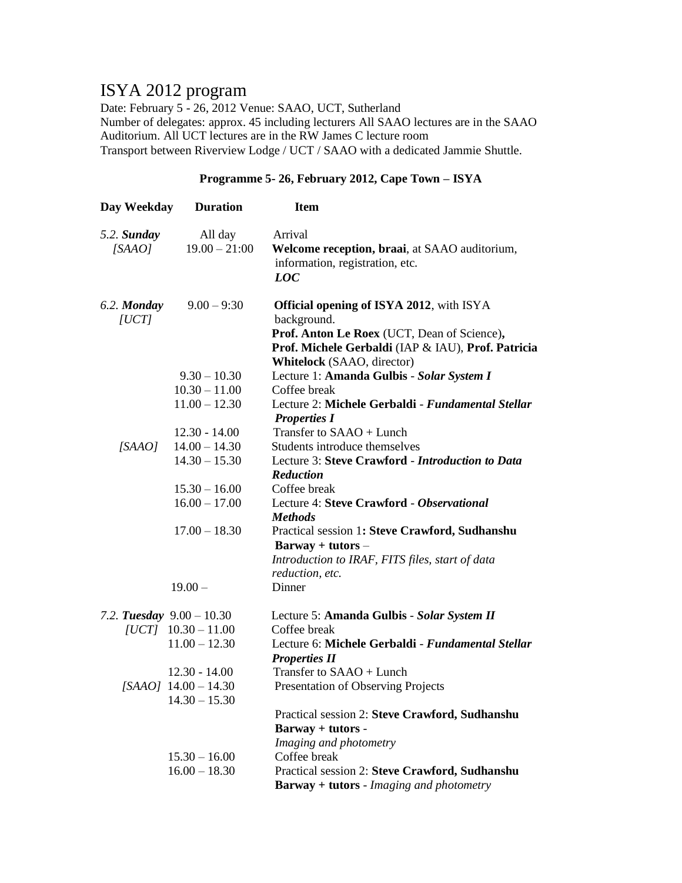# ISYA 2012 program

Date: February 5 - 26, 2012 Venue: SAAO, UCT, Sutherland
Number of delegates: approx. 45 including lecturers All SAAO lectures are in the SAAO Auditorium. All UCT lectures are in the RW James C lecture room
Transport between Riverview Lodge / UCT / SAAO with a dedicated Jammie Shuttle.

**Programme 5- 26, February 2012, Cape Town – ISYA**

| Day Weekday | Duration | Item |
|---|---|---|
| *5.2.* ***Sunday*** *[SAAO]* | All day | Arrival |
| | 19.00 – 21:00 | **Welcome reception, braai**, at SAAO auditorium, information, registration, etc. ***LOC*** |
| *6.2.* ***Monday*** *[UCT]* | 9.00 – 9:30 | **Official opening of ISYA 2012**, with ISYA background. **Prof. Anton Le Roex** (UCT, Dean of Science), **Prof. Michele Gerbaldi** (IAP & IAU), **Prof. Patricia Whitelock** (SAAO, director) |
| | 9.30 – 10.30 | Lecture 1: **Amanda Gulbis** - ***Solar System I*** |
| | 10.30 – 11.00 | Coffee break |
| | 11.00 – 12.30 | Lecture 2: **Michele Gerbaldi** - ***Fundamental Stellar Properties I*** |
| | 12.30 - 14.00 | Transfer to SAAO + Lunch |
| *[SAAO]* | 14.00 – 14.30 | Students introduce themselves |
| | 14.30 – 15.30 | Lecture 3: **Steve Crawford** - ***Introduction to Data Reduction*** |
| | 15.30 – 16.00 | Coffee break |
| | 16.00 – 17.00 | Lecture 4: **Steve Crawford** - ***Observational Methods*** |
| | 17.00 – 18.30 | Practical session 1**: Steve Crawford, Sudhanshu Barway + tutors** – *Introduction to IRAF, FITS files, start of data reduction, etc.* |
| | 19.00 – | Dinner |
| *7.2.* ***Tuesday*** *[UCT]* | 9.00 – 10.30 | Lecture 5: **Amanda Gulbis** - ***Solar System II*** |
| | 10.30 – 11.00 | Coffee break |
| | 11.00 – 12.30 | Lecture 6: **Michele Gerbaldi** - ***Fundamental Stellar Properties II*** |
| | 12.30 - 14.00 | Transfer to SAAO + Lunch |
| *[SAAO]* | 14.00 – 14.30 | Presentation of Observing Projects |
| | 14.30 – 15.30 | Practical session 2: **Steve Crawford, Sudhanshu Barway + tutors** - *Imaging and photometry* |
| | 15.30 – 16.00 | Coffee break |
| | 16.00 – 18.30 | Practical session 2: **Steve Crawford, Sudhanshu Barway + tutors** - *Imaging and photometry* |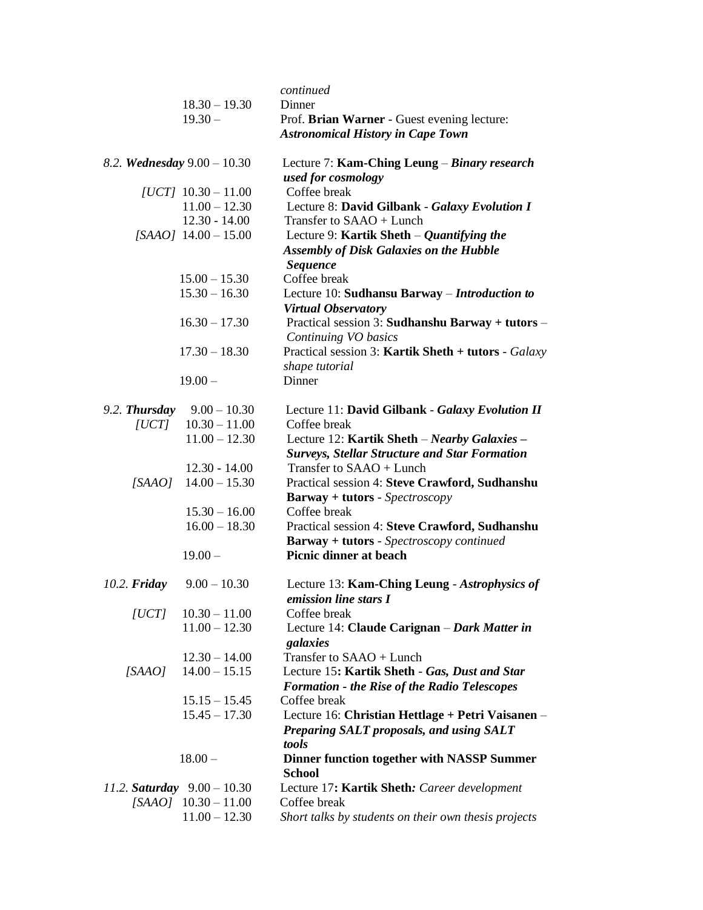| | | |
|---|---|---|
| | | *continued* |
| | 18.30 – 19.30 | Dinner |
| | 19.30 – | Prof. **Brian Warner** - Guest evening lecture: ***Astronomical History in Cape Town*** |
| *8.2.* ***Wednesday*** | 9.00 – 10.30 | Lecture 7: **Kam-Ching Leung** – ***Binary research used for cosmology*** |
| *[UCT]* | 10.30 – 11.00 | Coffee break |
| | 11.00 – 12.30 | Lecture 8: **David Gilbank** - ***Galaxy Evolution I*** |
| | 12.30 - 14.00 | Transfer to SAAO + Lunch |
| *[SAAO]* | 14.00 – 15.00 | Lecture 9: **Kartik Sheth** – ***Quantifying the Assembly of Disk Galaxies on the Hubble Sequence*** |
| | 15.00 – 15.30 | Coffee break |
| | 15.30 – 16.30 | Lecture 10: **Sudhansu Barway** – ***Introduction to Virtual Observatory*** |
| | 16.30 – 17.30 | Practical session 3: **Sudhanshu Barway + tutors** – *Continuing VO basics* |
| | 17.30 – 18.30 | Practical session 3: **Kartik Sheth + tutors** - *Galaxy shape tutorial* |
| | 19.00 – | Dinner |
| *9.2.* ***Thursday*** | 9.00 – 10.30 | Lecture 11: **David Gilbank** - ***Galaxy Evolution II*** |
| *[UCT]* | 10.30 – 11.00 | Coffee break |
| | 11.00 – 12.30 | Lecture 12: **Kartik Sheth** – ***Nearby Galaxies – Surveys, Stellar Structure and Star Formation*** |
| | 12.30 - 14.00 | Transfer to SAAO + Lunch |
| *[SAAO]* | 14.00 – 15.30 | Practical session 4: **Steve Crawford, Sudhanshu Barway + tutors** - *Spectroscopy* |
| | 15.30 – 16.00 | Coffee break |
| | 16.00 – 18.30 | Practical session 4: **Steve Crawford, Sudhanshu Barway + tutors** - *Spectroscopy continued* |
| | 19.00 – | **Picnic dinner at beach** |
| *10.2.* ***Friday*** | 9.00 – 10.30 | Lecture 13: **Kam-Ching Leung** - ***Astrophysics of emission line stars I*** |
| *[UCT]* | 10.30 – 11.00 | Coffee break |
| | 11.00 – 12.30 | Lecture 14: **Claude Carignan** – ***Dark Matter in galaxies*** |
| | 12.30 – 14.00 | Transfer to SAAO + Lunch |
| *[SAAO]* | 14.00 – 15.15 | Lecture 15**: Kartik Sheth** - ***Gas, Dust and Star Formation - the Rise of the Radio Telescopes*** |
| | 15.15 – 15.45 | Coffee break |
| | 15.45 – 17.30 | Lecture 16: **Christian Hettlage + Petri Vaisanen** – ***Preparing SALT proposals, and using SALT tools*** |
| | 18.00 – | **Dinner function together with NASSP Summer School** |
| *11.2.* ***Saturday*** | 9.00 – 10.30 | Lecture 17**: Kartik Sheth***:* *Career development* |
| *[SAAO]* | 10.30 – 11.00 | Coffee break |
| | 11.00 – 12.30 | *Short talks by students on their own thesis projects* |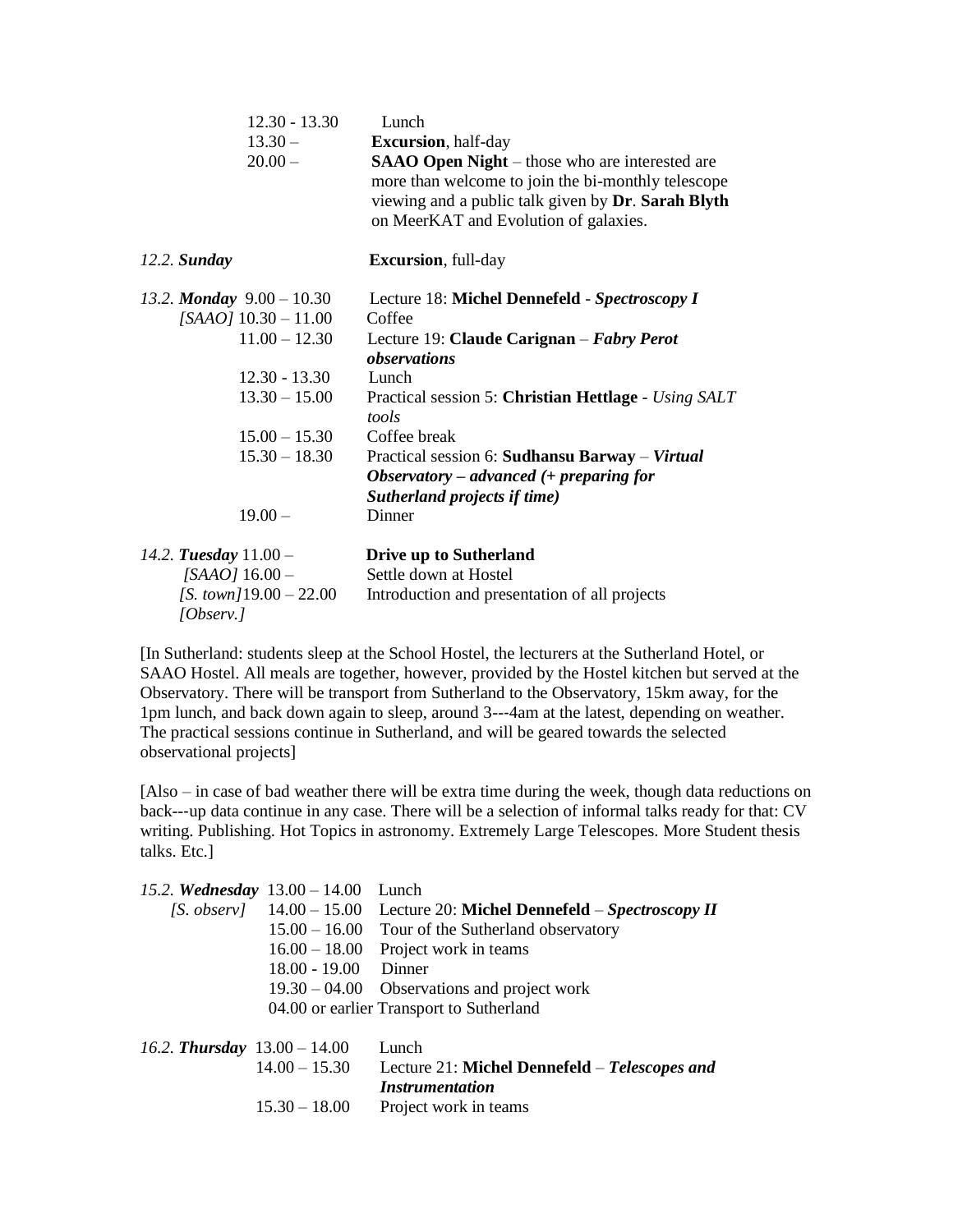| | | |
|---|---|---|
| | 12.30 - 13.30 | Lunch |
| | 13.30 – | **Excursion**, half-day |
| | 20.00 – | **SAAO Open Night** – those who are interested are more than welcome to join the bi-monthly telescope viewing and a public talk given by **Dr**. **Sarah Blyth** on MeerKAT and Evolution of galaxies. |
| *12.2.* ***Sunday*** | | **Excursion**, full-day |
| *13.2.* ***Monday*** | 9.00 – 10.30 | Lecture 18: **Michel Dennefeld** - ***Spectroscopy I*** |
| *[SAAO]* | 10.30 – 11.00 | Coffee |
| | 11.00 – 12.30 | Lecture 19: **Claude Carignan** – ***Fabry Perot observations*** |
| | 12.30 - 13.30 | Lunch |
| | 13.30 – 15.00 | Practical session 5: **Christian Hettlage** - *Using SALT tools* |
| | 15.00 – 15.30 | Coffee break |
| | 15.30 – 18.30 | Practical session 6: **Sudhansu Barway** – ***Virtual Observatory – advanced (+ preparing for Sutherland projects if time)*** |
| | 19.00 – | Dinner |
| *14.2.* ***Tuesday*** | 11.00 – | **Drive up to Sutherland** |
| *[SAAO]* | 16.00 – | Settle down at Hostel |
| *[S. town]* | 19.00 – 22.00 | Introduction and presentation of all projects |
| *[Observ.]* | | |

[In Sutherland: students sleep at the School Hostel, the lecturers at the Sutherland Hotel, or SAAO Hostel. All meals are together, however, provided by the Hostel kitchen but served at the Observatory. There will be transport from Sutherland to the Observatory, 15km away, for the 1pm lunch, and back down again to sleep, around 3---4am at the latest, depending on weather. The practical sessions continue in Sutherland, and will be geared towards the selected observational projects]

[Also – in case of bad weather there will be extra time during the week, though data reductions on back---up data continue in any case. There will be a selection of informal talks ready for that: CV writing. Publishing. Hot Topics in astronomy. Extremely Large Telescopes. More Student thesis talks. Etc.]

| | | |
|---|---|---|
| *15.2.* ***Wednesday*** | 13.00 – 14.00 | Lunch |
| *[S. observ]* | 14.00 – 15.00 | Lecture 20: **Michel Dennefeld** – ***Spectroscopy II*** |
| | 15.00 – 16.00 | Tour of the Sutherland observatory |
| | 16.00 – 18.00 | Project work in teams |
| | 18.00 - 19.00 | Dinner |
| | 19.30 – 04.00 | Observations and project work |
| | 04.00 or earlier | Transport to Sutherland |
| *16.2.* ***Thursday*** | 13.00 – 14.00 | Lunch |
| | 14.00 – 15.30 | Lecture 21: **Michel Dennefeld** – ***Telescopes and Instrumentation*** |
| | 15.30 – 18.00 | Project work in teams |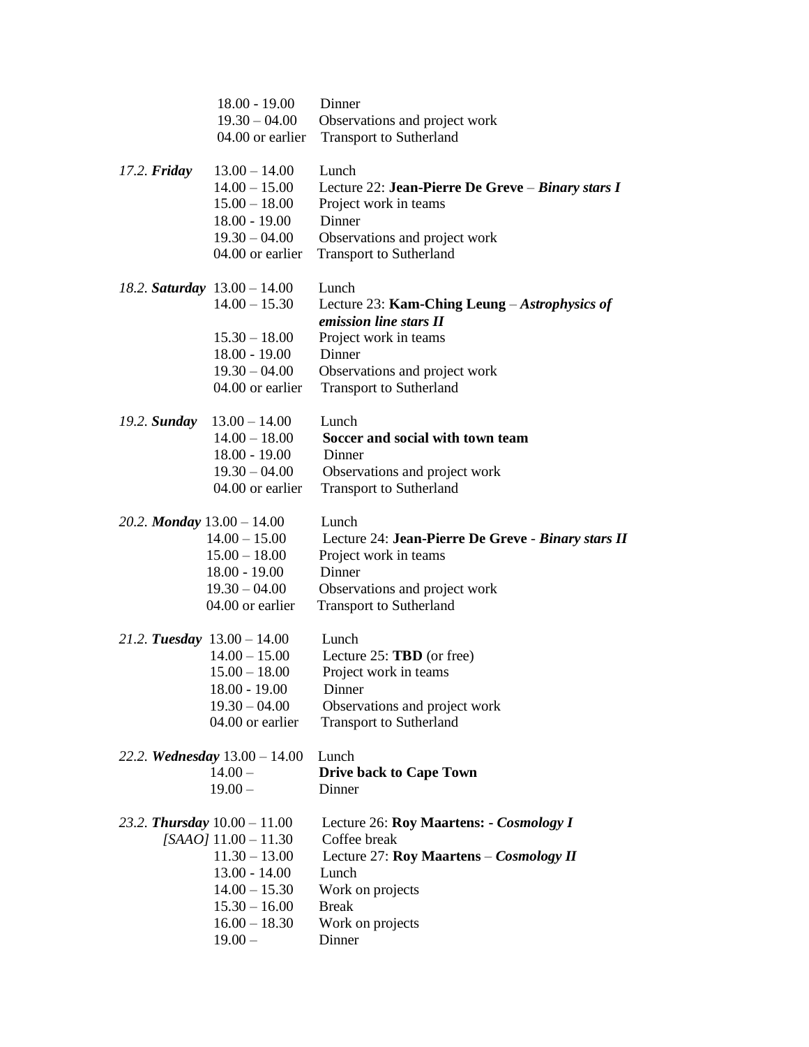| | | |
|---|---|---|
| | 18.00 - 19.00 | Dinner |
| | 19.30 – 04.00 | Observations and project work |
| | 04.00 or earlier | Transport to Sutherland |
| | | |
| *17.2.* ***Friday*** | 13.00 – 14.00 | Lunch |
| | 14.00 – 15.00 | Lecture 22: **Jean-Pierre De Greve** – ***Binary stars I*** |
| | 15.00 – 18.00 | Project work in teams |
| | 18.00 - 19.00 | Dinner |
| | 19.30 – 04.00 | Observations and project work |
| | 04.00 or earlier | Transport to Sutherland |
| | | |
| *18.2.* ***Saturday*** | 13.00 – 14.00 | Lunch |
| | 14.00 – 15.30 | Lecture 23: **Kam-Ching Leung** – ***Astrophysics of emission line stars II*** |
| | 15.30 – 18.00 | Project work in teams |
| | 18.00 - 19.00 | Dinner |
| | 19.30 – 04.00 | Observations and project work |
| | 04.00 or earlier | Transport to Sutherland |
| | | |
| *19.2.* ***Sunday*** | 13.00 – 14.00 | Lunch |
| | 14.00 – 18.00 | **Soccer and social with town team** |
| | 18.00 - 19.00 | Dinner |
| | 19.30 – 04.00 | Observations and project work |
| | 04.00 or earlier | Transport to Sutherland |
| | | |
| *20.2.* ***Monday*** | 13.00 – 14.00 | Lunch |
| | 14.00 – 15.00 | Lecture 24: **Jean-Pierre De Greve** - ***Binary stars II*** |
| | 15.00 – 18.00 | Project work in teams |
| | 18.00 - 19.00 | Dinner |
| | 19.30 – 04.00 | Observations and project work |
| | 04.00 or earlier | Transport to Sutherland |
| | | |
| *21.2.* ***Tuesday*** | 13.00 – 14.00 | Lunch |
| | 14.00 – 15.00 | Lecture 25: **TBD** (or free) |
| | 15.00 – 18.00 | Project work in teams |
| | 18.00 - 19.00 | Dinner |
| | 19.30 – 04.00 | Observations and project work |
| | 04.00 or earlier | Transport to Sutherland |
| | | |
| *22.2.* ***Wednesday*** | 13.00 – 14.00 | Lunch |
| | 14.00 – | **Drive back to Cape Town** |
| | 19.00 – | Dinner |
| | | |
| *23.2.* ***Thursday*** | 10.00 – 11.00 | Lecture 26: **Roy Maartens: -** ***Cosmology I*** |
| *[SAAO]* | 11.00 – 11.30 | Coffee break |
| | 11.30 – 13.00 | Lecture 27: **Roy Maartens** – ***Cosmology II*** |
| | 13.00 - 14.00 | Lunch |
| | 14.00 – 15.30 | Work on projects |
| | 15.30 – 16.00 | Break |
| | 16.00 – 18.30 | Work on projects |
| | 19.00 – | Dinner |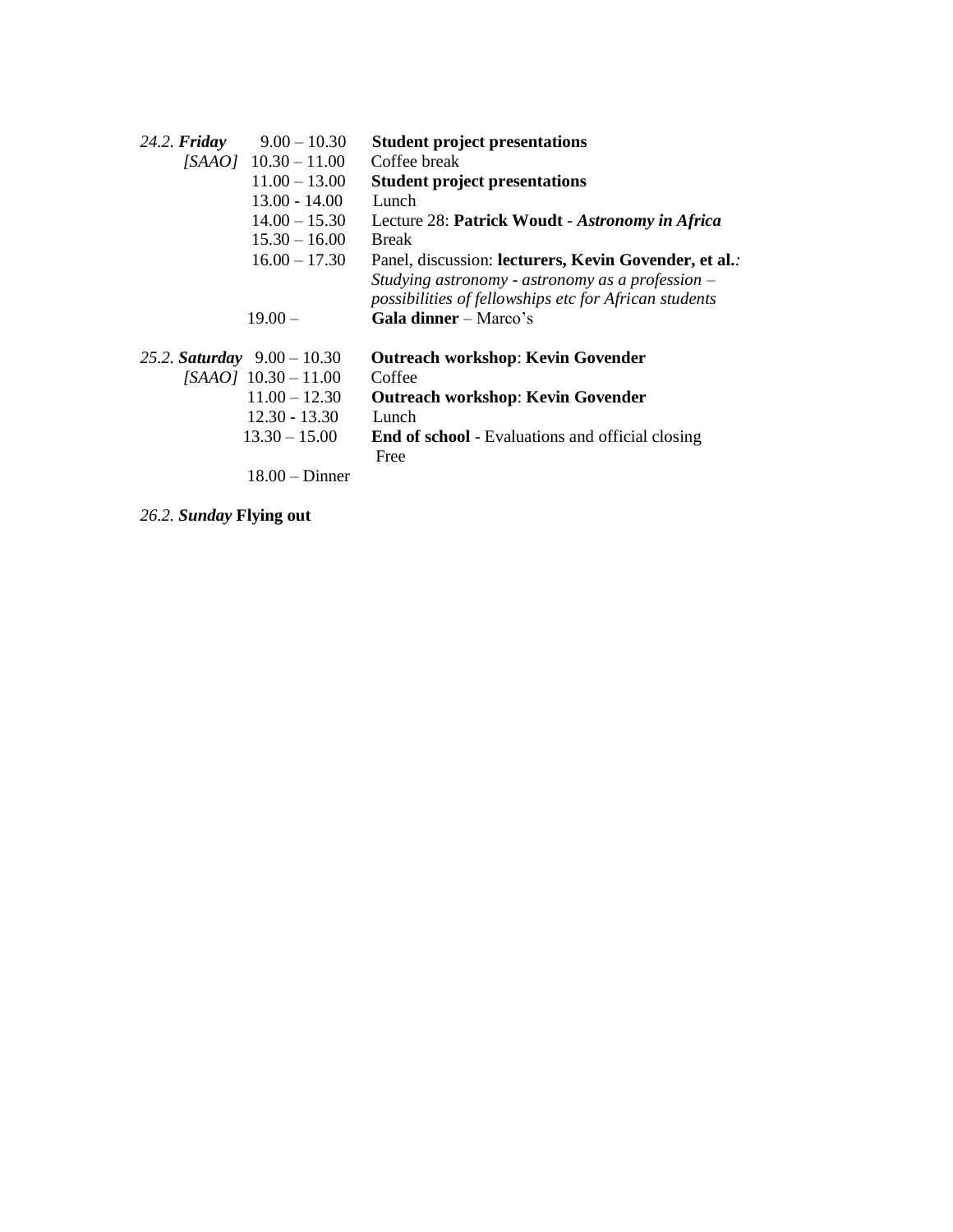| | | |
|---|---|---|
| *24.2.* ***Friday*** | 9.00 – 10.30 | **Student project presentations** |
| *[SAAO]* | 10.30 – 11.00 | Coffee break |
| | 11.00 – 13.00 | **Student project presentations** |
| | 13.00 - 14.00 | Lunch |
| | 14.00 – 15.30 | Lecture 28: **Patrick Woudt** - ***Astronomy in Africa*** |
| | 15.30 – 16.00 | Break |
| | 16.00 – 17.30 | Panel, discussion: **lecturers, Kevin Govender, et al.**: *Studying astronomy - astronomy as a profession – possibilities of fellowships etc for African students* |
| | 19.00 – | **Gala dinner** – Marco's |
| *25.2.* ***Saturday*** | 9.00 – 10.30 | **Outreach workshop**: **Kevin Govender** |
| *[SAAO]* | 10.30 – 11.00 | Coffee |
| | 11.00 – 12.30 | **Outreach workshop**: **Kevin Govender** |
| | 12.30 - 13.30 | Lunch |
| | 13.30 – 15.00 | **End of school** - Evaluations and official closing |
| | | Free |
| | 18.00 – Dinner | |

*26.2.* ***Sunday*** **Flying out**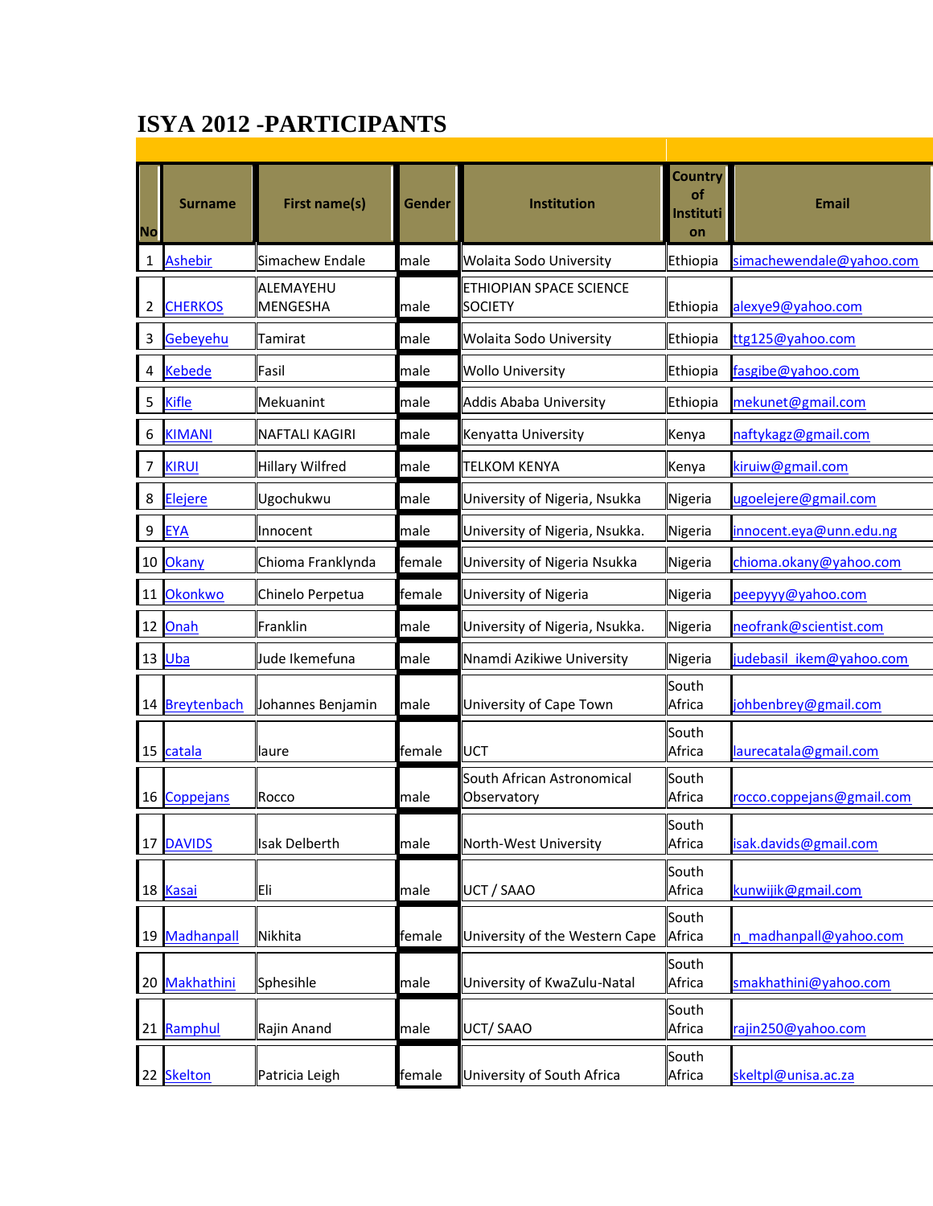# ISYA 2012 -PARTICIPANTS

| No | Surname | First name(s) | Gender | Institution | Country of Institution | Email |
|---|---|---|---|---|---|---|
| 1 | Ashebir | Simachew Endale | male | Wolaita Sodo University | Ethiopia | simachewendale@yahoo.com |
| 2 | CHERKOS | ALEMAYEHU MENGESHA | male | ETHIOPIAN SPACE SCIENCE SOCIETY | Ethiopia | alexye9@yahoo.com |
| 3 | Gebeyehu | Tamirat | male | Wolaita Sodo University | Ethiopia | ttg125@yahoo.com |
| 4 | Kebede | Fasil | male | Wollo University | Ethiopia | fasgibe@yahoo.com |
| 5 | Kifle | Mekuanint | male | Addis Ababa University | Ethiopia | mekunet@gmail.com |
| 6 | KIMANI | NAFTALI KAGIRI | male | Kenyatta University | Kenya | naftykagz@gmail.com |
| 7 | KIRUI | Hillary Wilfred | male | TELKOM KENYA | Kenya | kiruiw@gmail.com |
| 8 | Elejere | Ugochukwu | male | University of Nigeria, Nsukka | Nigeria | ugoelejere@gmail.com |
| 9 | EYA | Innocent | male | University of Nigeria, Nsukka. | Nigeria | innocent.eya@unn.edu.ng |
| 10 | Okany | Chioma Franklynda | female | University of Nigeria Nsukka | Nigeria | chioma.okany@yahoo.com |
| 11 | Okonkwo | Chinelo Perpetua | female | University of Nigeria | Nigeria | peepyyy@yahoo.com |
| 12 | Onah | Franklin | male | University of Nigeria, Nsukka. | Nigeria | neofrank@scientist.com |
| 13 | Uba | Jude Ikemefuna | male | Nnamdi Azikiwe University | Nigeria | judebasil_ikem@yahoo.com |
| 14 | Breytenbach | Johannes Benjamin | male | University of Cape Town | South Africa | johbenbrey@gmail.com |
| 15 | catala | laure | female | UCT | South Africa | laurecatala@gmail.com |
| 16 | Coppejans | Rocco | male | South African Astronomical Observatory | South Africa | rocco.coppejans@gmail.com |
| 17 | DAVIDS | Isak Delberth | male | North-West University | South Africa | isak.davids@gmail.com |
| 18 | Kasai | Eli | male | UCT / SAAO | South Africa | kunwijik@gmail.com |
| 19 | Madhanpall | Nikhita | female | University of the Western Cape | South Africa | n_madhanpall@yahoo.com |
| 20 | Makhathini | Sphesihle | male | University of KwaZulu-Natal | South Africa | smakhathini@yahoo.com |
| 21 | Ramphul | Rajin Anand | male | UCT/ SAAO | South Africa | rajin250@yahoo.com |
| 22 | Skelton | Patricia Leigh | female | University of South Africa | South Africa | skeltpl@unisa.ac.za |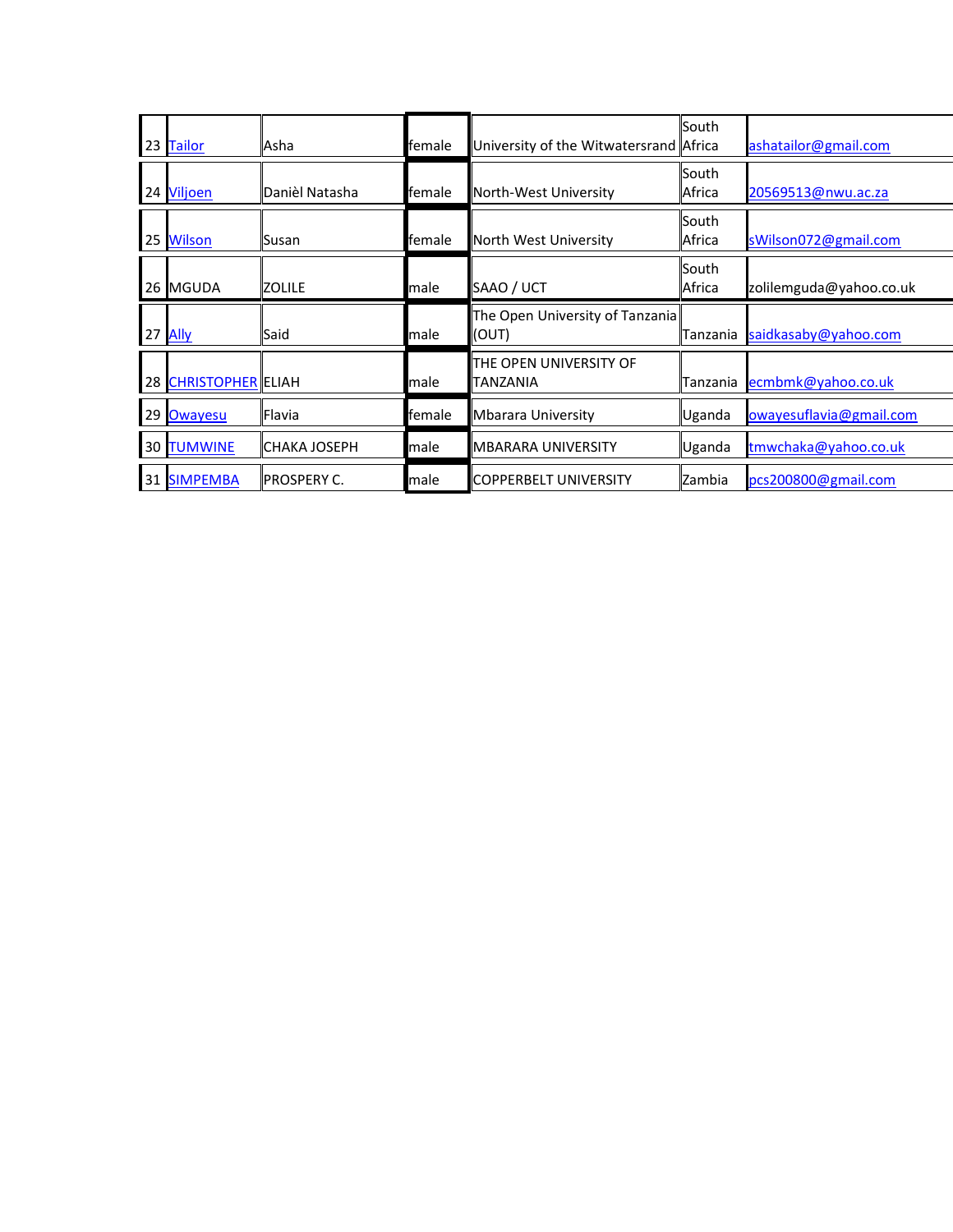| | | | | | | |
|---|---|---|---|---|---|---|
| 23 | Tailor | Asha | female | University of the Witwatersrand | South Africa | ashatailor@gmail.com |
| 24 | Viljoen | Danièl Natasha | female | North-West University | South Africa | 20569513@nwu.ac.za |
| 25 | Wilson | Susan | female | North West University | South Africa | sWilson072@gmail.com |
| 26 | MGUDA | ZOLILE | male | SAAO / UCT | South Africa | zolilemguda@yahoo.co.uk |
| 27 | Ally | Said | male | The Open University of Tanzania (OUT) | Tanzania | saidkasaby@yahoo.com |
| 28 | CHRISTOPHER | ELIAH | male | THE OPEN UNIVERSITY OF TANZANIA | Tanzania | ecmbmk@yahoo.co.uk |
| 29 | Owayesu | Flavia | female | Mbarara University | Uganda | owayesuflavia@gmail.com |
| 30 | TUMWINE | CHAKA JOSEPH | male | MBARARA UNIVERSITY | Uganda | tmwchaka@yahoo.co.uk |
| 31 | SIMPEMBA | PROSPERY C. | male | COPPERBELT UNIVERSITY | Zambia | pcs200800@gmail.com |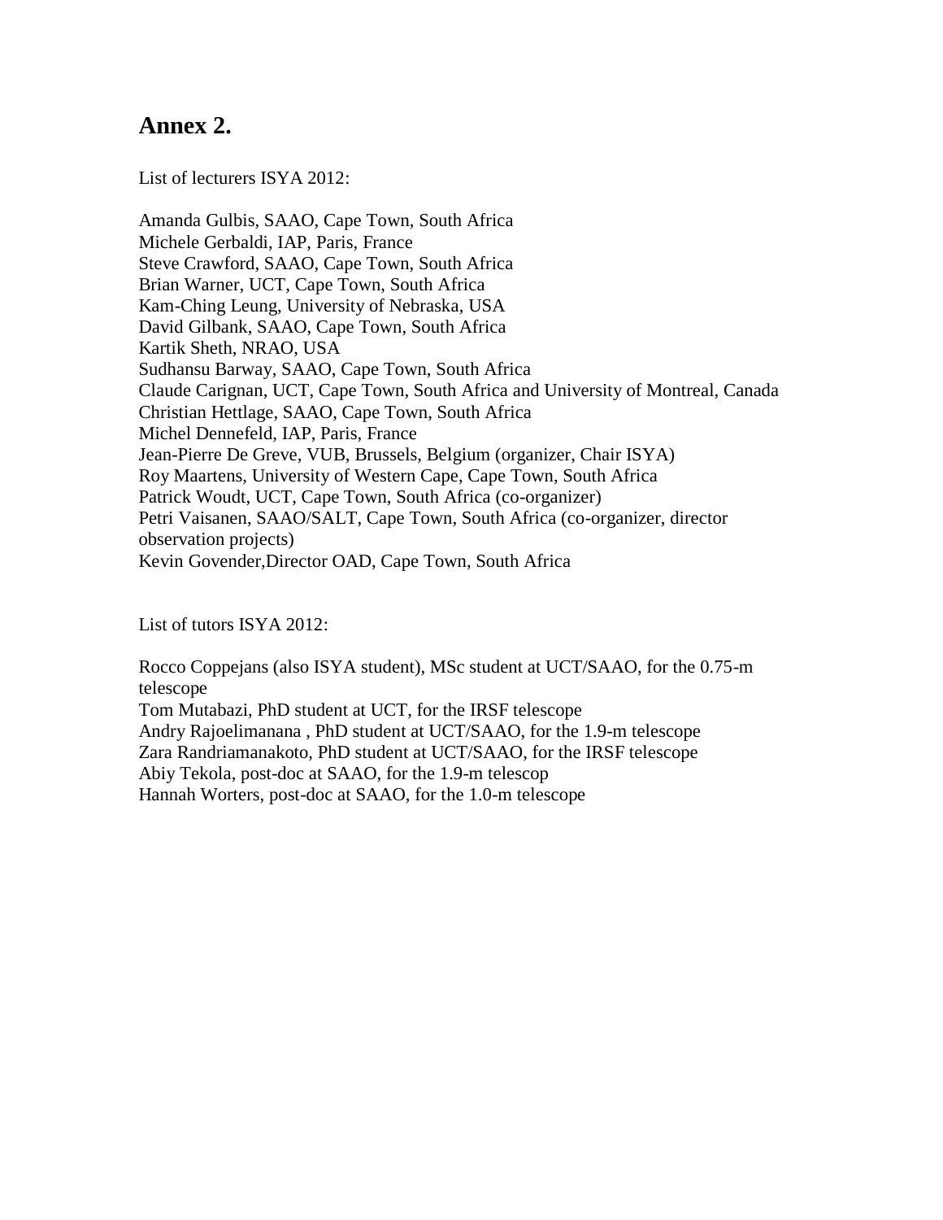# Annex 2.

List of lecturers ISYA 2012:

Amanda Gulbis, SAAO, Cape Town, South Africa
Michele Gerbaldi, IAP, Paris, France
Steve Crawford, SAAO, Cape Town, South Africa
Brian Warner, UCT, Cape Town, South Africa
Kam-Ching Leung, University of Nebraska, USA
David Gilbank, SAAO, Cape Town, South Africa
Kartik Sheth, NRAO, USA
Sudhansu Barway, SAAO, Cape Town, South Africa
Claude Carignan, UCT, Cape Town, South Africa and University of Montreal, Canada
Christian Hettlage, SAAO, Cape Town, South Africa
Michel Dennefeld, IAP, Paris, France
Jean-Pierre De Greve, VUB, Brussels, Belgium (organizer, Chair ISYA)
Roy Maartens, University of Western Cape, Cape Town, South Africa
Patrick Woudt, UCT, Cape Town, South Africa (co-organizer)
Petri Vaisanen, SAAO/SALT, Cape Town, South Africa (co-organizer, director observation projects)
Kevin Govender,Director OAD, Cape Town, South Africa

List of tutors ISYA 2012:

Rocco Coppejans (also ISYA student), MSc student at UCT/SAAO, for the 0.75-m telescope
Tom Mutabazi, PhD student at UCT, for the IRSF telescope
Andry Rajoelimanana , PhD student at UCT/SAAO, for the 1.9-m telescope
Zara Randriamanakoto, PhD student at UCT/SAAO, for the IRSF telescope
Abiy Tekola, post-doc at SAAO, for the 1.9-m telescop
Hannah Worters, post-doc at SAAO, for the 1.0-m telescope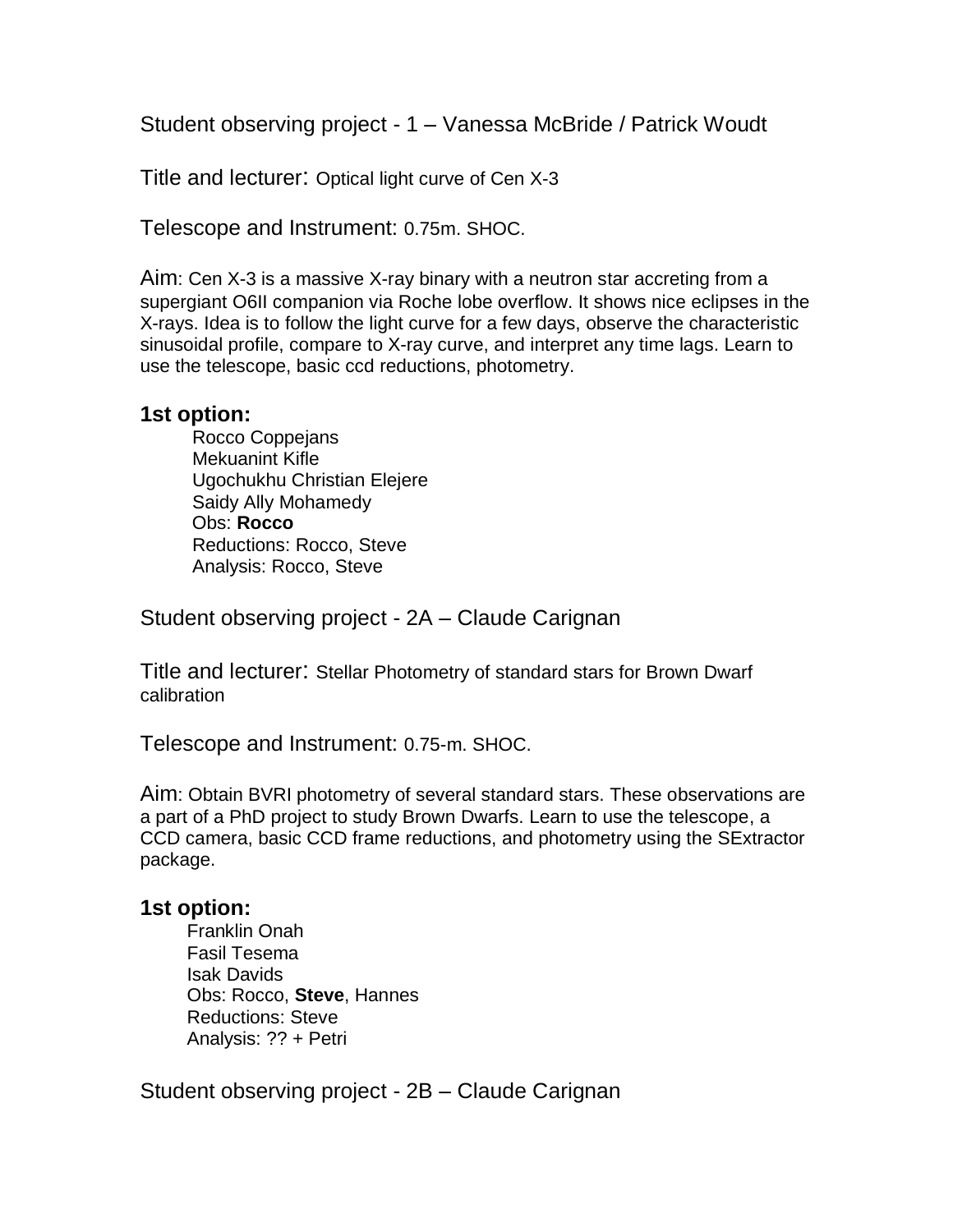## Student observing project - 1 – Vanessa McBride / Patrick Woudt

Title and lecturer: Optical light curve of Cen X-3

Telescope and Instrument: 0.75m. SHOC.

Aim: Cen X-3 is a massive X-ray binary with a neutron star accreting from a supergiant O6II companion via Roche lobe overflow. It shows nice eclipses in the X-rays. Idea is to follow the light curve for a few days, observe the characteristic sinusoidal profile, compare to X-ray curve, and interpret any time lags. Learn to use the telescope, basic ccd reductions, photometry.

### 1st option:

Rocco Coppejans
Mekuanint Kifle
Ugochukhu Christian Elejere
Saidy Ally Mohamedy
Obs: **Rocco**
Reductions: Rocco, Steve
Analysis: Rocco, Steve

## Student observing project - 2A – Claude Carignan

Title and lecturer: Stellar Photometry of standard stars for Brown Dwarf calibration

Telescope and Instrument: 0.75-m. SHOC.

Aim: Obtain BVRI photometry of several standard stars. These observations are a part of a PhD project to study Brown Dwarfs. Learn to use the telescope, a CCD camera, basic CCD frame reductions, and photometry using the SExtractor package.

### 1st option:

Franklin Onah
Fasil Tesema
Isak Davids
Obs: Rocco, **Steve**, Hannes
Reductions: Steve
Analysis: ?? + Petri

## Student observing project - 2B – Claude Carignan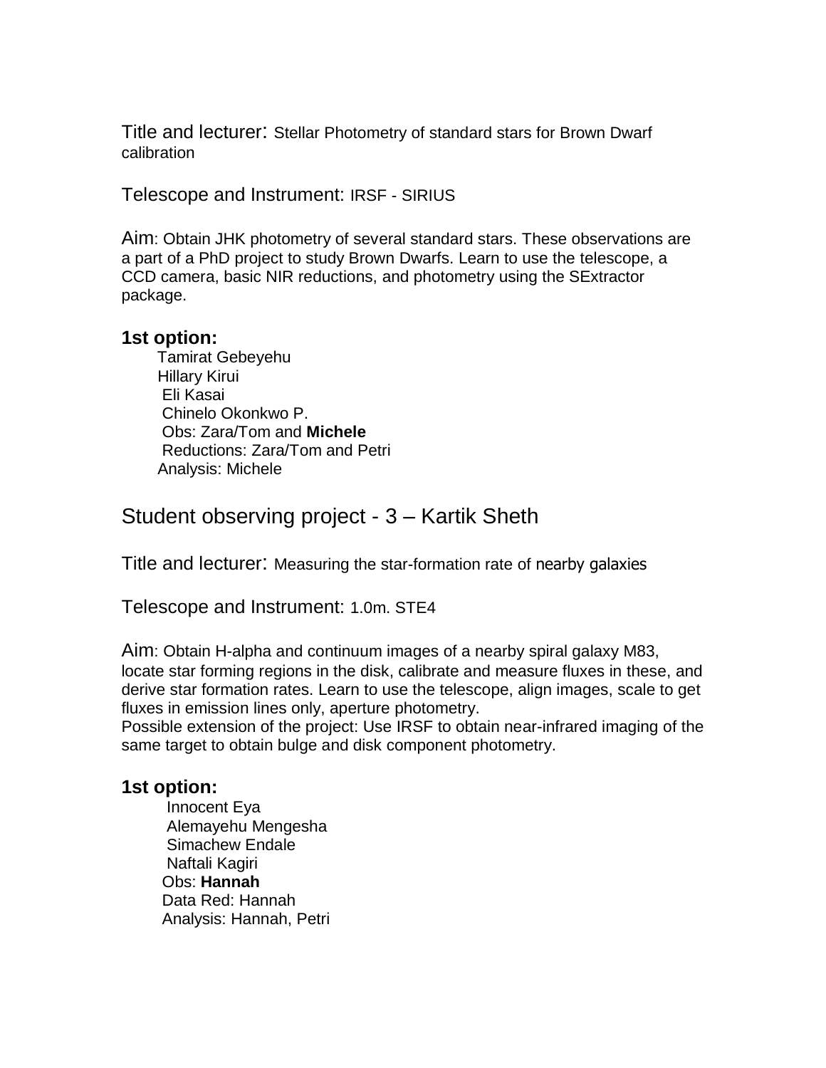Title and lecturer: Stellar Photometry of standard stars for Brown Dwarf calibration

Telescope and Instrument: IRSF - SIRIUS

Aim: Obtain JHK photometry of several standard stars. These observations are a part of a PhD project to study Brown Dwarfs. Learn to use the telescope, a CCD camera, basic NIR reductions, and photometry using the SExtractor package.

### 1st option:

Tamirat Gebeyehu
Hillary Kirui
Eli Kasai
Chinelo Okonkwo P.
Obs: Zara/Tom and **Michele**
Reductions: Zara/Tom and Petri
Analysis: Michele

## Student observing project - 3 – Kartik Sheth

Title and lecturer: Measuring the star-formation rate of nearby galaxies

Telescope and Instrument: 1.0m. STE4

Aim: Obtain H-alpha and continuum images of a nearby spiral galaxy M83, locate star forming regions in the disk, calibrate and measure fluxes in these, and derive star formation rates. Learn to use the telescope, align images, scale to get fluxes in emission lines only, aperture photometry.
Possible extension of the project: Use IRSF to obtain near-infrared imaging of the same target to obtain bulge and disk component photometry.

### 1st option:

Innocent Eya
Alemayehu Mengesha
Simachew Endale
Naftali Kagiri
Obs: **Hannah**
Data Red: Hannah
Analysis: Hannah, Petri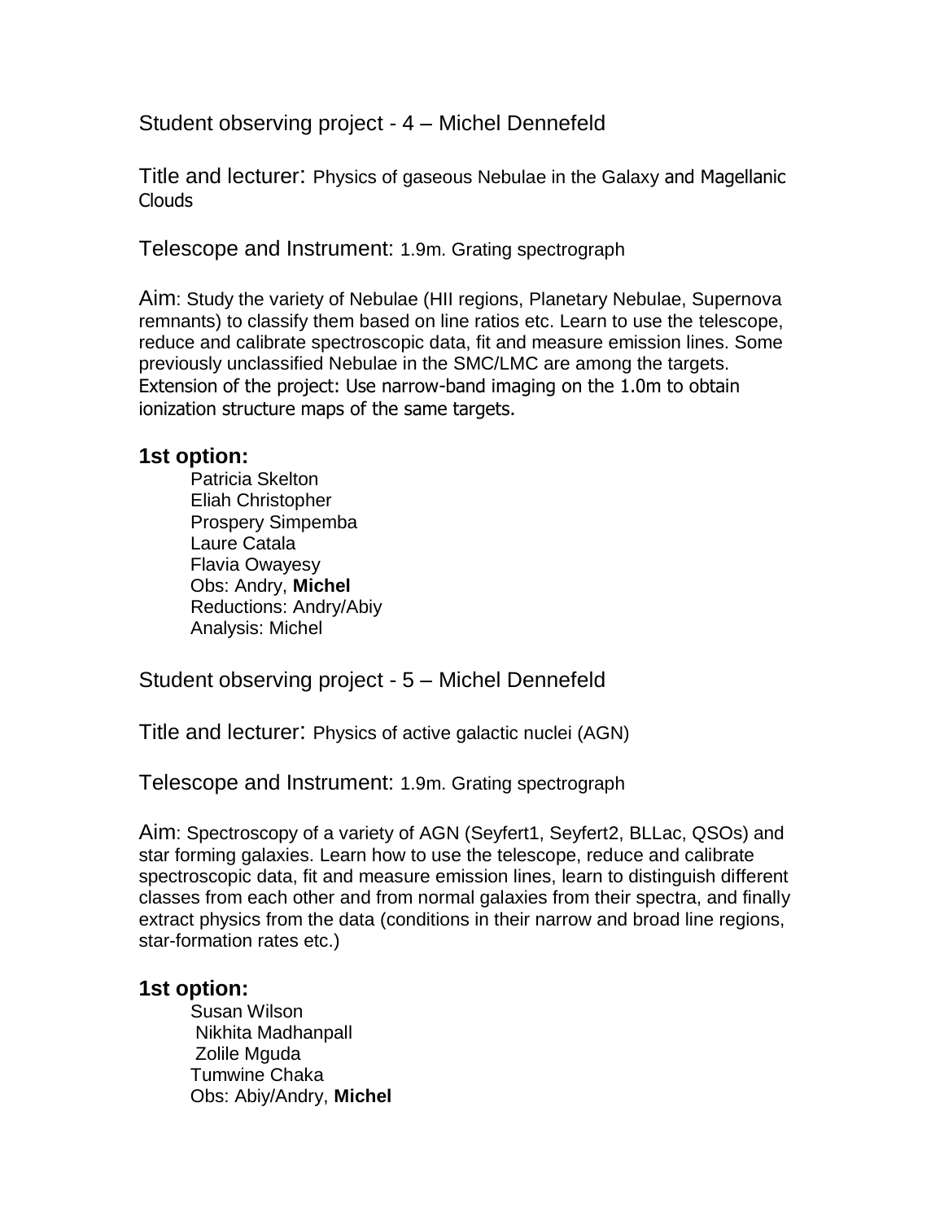Student observing project - 4 – Michel Dennefeld

Title and lecturer: Physics of gaseous Nebulae in the Galaxy and Magellanic Clouds

Telescope and Instrument: 1.9m. Grating spectrograph

Aim: Study the variety of Nebulae (HII regions, Planetary Nebulae, Supernova remnants) to classify them based on line ratios etc. Learn to use the telescope, reduce and calibrate spectroscopic data, fit and measure emission lines. Some previously unclassified Nebulae in the SMC/LMC are among the targets. Extension of the project: Use narrow-band imaging on the 1.0m to obtain ionization structure maps of the same targets.

### 1st option:

Patricia Skelton
Eliah Christopher
Prospery Simpemba
Laure Catala
Flavia Owayesy
Obs: Andry, **Michel**
Reductions: Andry/Abiy
Analysis: Michel

Student observing project - 5 – Michel Dennefeld

Title and lecturer: Physics of active galactic nuclei (AGN)

Telescope and Instrument: 1.9m. Grating spectrograph

Aim: Spectroscopy of a variety of AGN (Seyfert1, Seyfert2, BLLac, QSOs) and star forming galaxies. Learn how to use the telescope, reduce and calibrate spectroscopic data, fit and measure emission lines, learn to distinguish different classes from each other and from normal galaxies from their spectra, and finally extract physics from the data (conditions in their narrow and broad line regions, star-formation rates etc.)

### 1st option:

Susan Wilson
Nikhita Madhanpall
Zolile Mguda
Tumwine Chaka
Obs: Abiy/Andry, **Michel**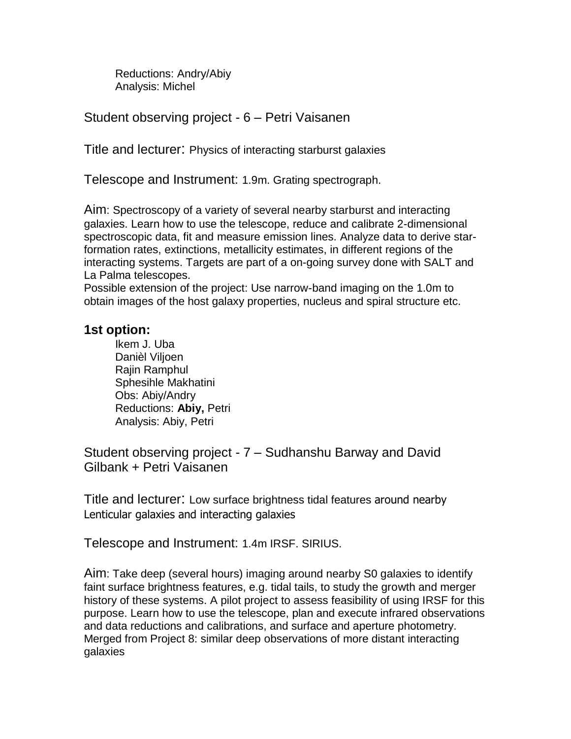Reductions: Andry/Abiy
Analysis: Michel

## Student observing project - 6 – Petri Vaisanen

Title and lecturer: Physics of interacting starburst galaxies

Telescope and Instrument: 1.9m. Grating spectrograph.

Aim: Spectroscopy of a variety of several nearby starburst and interacting galaxies. Learn how to use the telescope, reduce and calibrate 2-dimensional spectroscopic data, fit and measure emission lines. Analyze data to derive star-formation rates, extinctions, metallicity estimates, in different regions of the interacting systems. Targets are part of a on-going survey done with SALT and La Palma telescopes.
Possible extension of the project: Use narrow-band imaging on the 1.0m to obtain images of the host galaxy properties, nucleus and spiral structure etc.

### 1st option:

Ikem J. Uba
Danièl Viljoen
Rajin Ramphul
Sphesihle Makhatini
Obs: Abiy/Andry
Reductions: **Abiy,** Petri
Analysis: Abiy, Petri

## Student observing project - 7 – Sudhanshu Barway and David Gilbank + Petri Vaisanen

Title and lecturer: Low surface brightness tidal features around nearby Lenticular galaxies and interacting galaxies

Telescope and Instrument: 1.4m IRSF. SIRIUS.

Aim: Take deep (several hours) imaging around nearby S0 galaxies to identify faint surface brightness features, e.g. tidal tails, to study the growth and merger history of these systems. A pilot project to assess feasibility of using IRSF for this purpose. Learn how to use the telescope, plan and execute infrared observations and data reductions and calibrations, and surface and aperture photometry. Merged from Project 8: similar deep observations of more distant interacting galaxies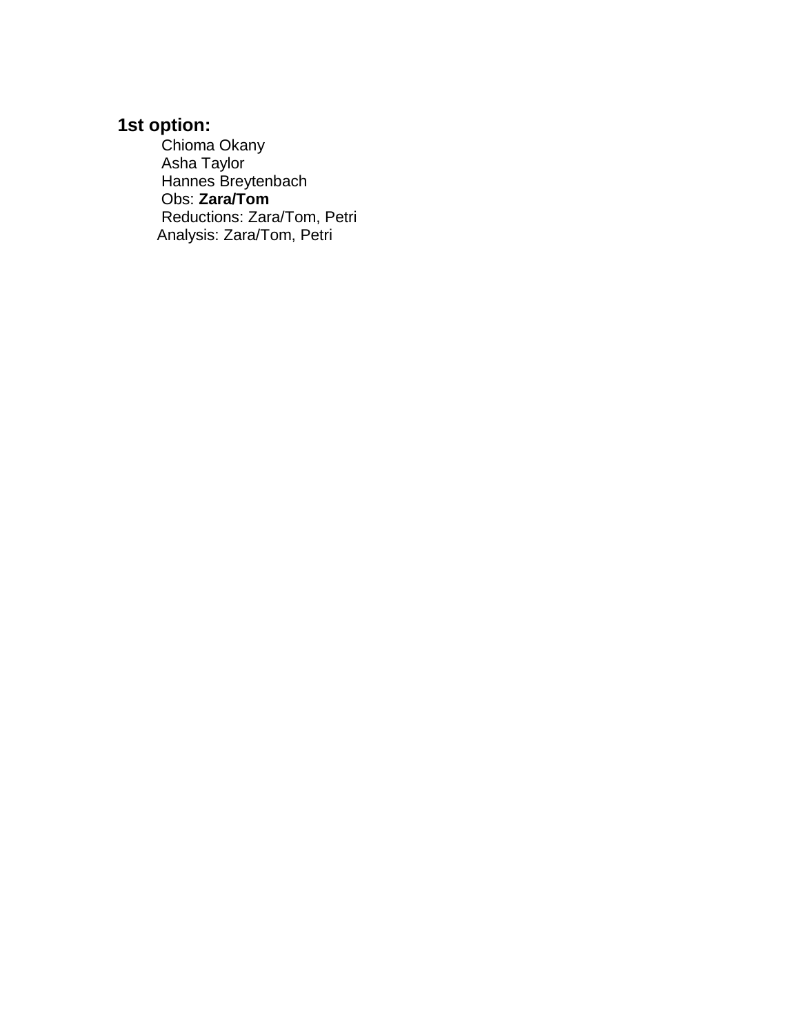**1st option:**

Chioma Okany
Asha Taylor
Hannes Breytenbach
Obs: **Zara/Tom**
Reductions: Zara/Tom, Petri
Analysis: Zara/Tom, Petri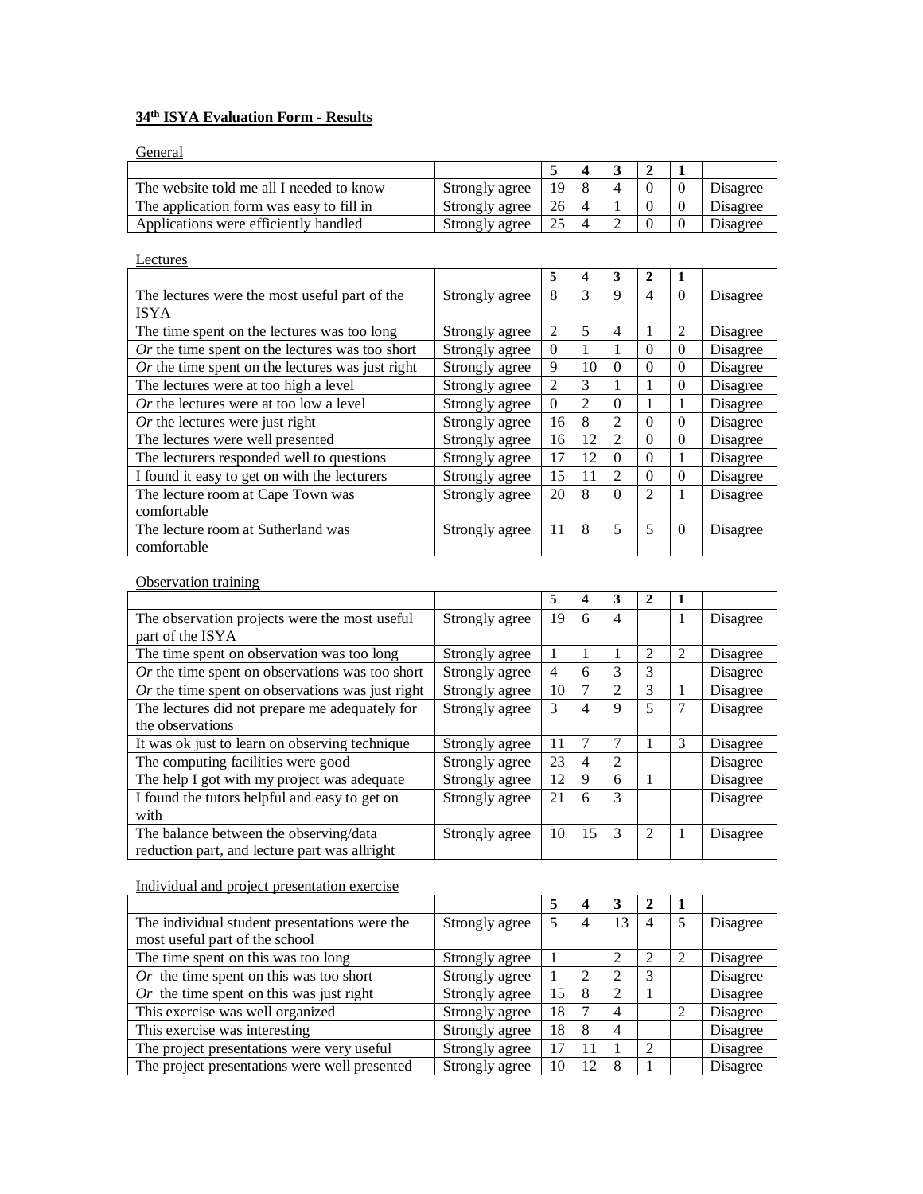**34th ISYA Evaluation Form - Results**

General

| | | 5 | 4 | 3 | 2 | 1 | |
|---|---|---|---|---|---|---|---|
| The website told me all I needed to know | Strongly agree | 19 | 8 | 4 | 0 | 0 | Disagree |
| The application form was easy to fill in | Strongly agree | 26 | 4 | 1 | 0 | 0 | Disagree |
| Applications were efficiently handled | Strongly agree | 25 | 4 | 2 | 0 | 0 | Disagree |

Lectures

| | | 5 | 4 | 3 | 2 | 1 | |
|---|---|---|---|---|---|---|---|
| The lectures were the most useful part of the ISYA | Strongly agree | 8 | 3 | 9 | 4 | 0 | Disagree |
| The time spent on the lectures was too long | Strongly agree | 2 | 5 | 4 | 1 | 2 | Disagree |
| *Or* the time spent on the lectures was too short | Strongly agree | 0 | 1 | 1 | 0 | 0 | Disagree |
| *Or* the time spent on the lectures was just right | Strongly agree | 9 | 10 | 0 | 0 | 0 | Disagree |
| The lectures were at too high a level | Strongly agree | 2 | 3 | 1 | 1 | 0 | Disagree |
| *Or* the lectures were at too low a level | Strongly agree | 0 | 2 | 0 | 1 | 1 | Disagree |
| *Or* the lectures were just right | Strongly agree | 16 | 8 | 2 | 0 | 0 | Disagree |
| The lectures were well presented | Strongly agree | 16 | 12 | 2 | 0 | 0 | Disagree |
| The lecturers responded well to questions | Strongly agree | 17 | 12 | 0 | 0 | 1 | Disagree |
| I found it easy to get on with the lecturers | Strongly agree | 15 | 11 | 2 | 0 | 0 | Disagree |
| The lecture room at Cape Town was comfortable | Strongly agree | 20 | 8 | 0 | 2 | 1 | Disagree |
| The lecture room at Sutherland was comfortable | Strongly agree | 11 | 8 | 5 | 5 | 0 | Disagree |

Observation training

| | | 5 | 4 | 3 | 2 | 1 | |
|---|---|---|---|---|---|---|---|
| The observation projects were the most useful part of the ISYA | Strongly agree | 19 | 6 | 4 | | 1 | Disagree |
| The time spent on observation was too long | Strongly agree | 1 | 1 | 1 | 2 | 2 | Disagree |
| *Or* the time spent on observations was too short | Strongly agree | 4 | 6 | 3 | 3 | | Disagree |
| *Or* the time spent on observations was just right | Strongly agree | 10 | 7 | 2 | 3 | 1 | Disagree |
| The lectures did not prepare me adequately for the observations | Strongly agree | 3 | 4 | 9 | 5 | 7 | Disagree |
| It was ok just to learn on observing technique | Strongly agree | 11 | 7 | 7 | 1 | 3 | Disagree |
| The computing facilities were good | Strongly agree | 23 | 4 | 2 | | | Disagree |
| The help I got with my project was adequate | Strongly agree | 12 | 9 | 6 | 1 | | Disagree |
| I found the tutors helpful and easy to get on with | Strongly agree | 21 | 6 | 3 | | | Disagree |
| The balance between the observing/data reduction part, and lecture part was allright | Strongly agree | 10 | 15 | 3 | 2 | 1 | Disagree |

Individual and project presentation exercise

| | | 5 | 4 | 3 | 2 | 1 | |
|---|---|---|---|---|---|---|---|
| The individual student presentations were the most useful part of the school | Strongly agree | 5 | 4 | 13 | 4 | 5 | Disagree |
| The time spent on this was too long | Strongly agree | 1 | | 2 | 2 | 2 | Disagree |
| *Or* the time spent on this was too short | Strongly agree | 1 | 2 | 2 | 3 | | Disagree |
| *Or* the time spent on this was just right | Strongly agree | 15 | 8 | 2 | 1 | | Disagree |
| This exercise was well organized | Strongly agree | 18 | 7 | 4 | | 2 | Disagree |
| This exercise was interesting | Strongly agree | 18 | 8 | 4 | | | Disagree |
| The project presentations were very useful | Strongly agree | 17 | 11 | 1 | 2 | | Disagree |
| The project presentations were well presented | Strongly agree | 10 | 12 | 8 | 1 | | Disagree |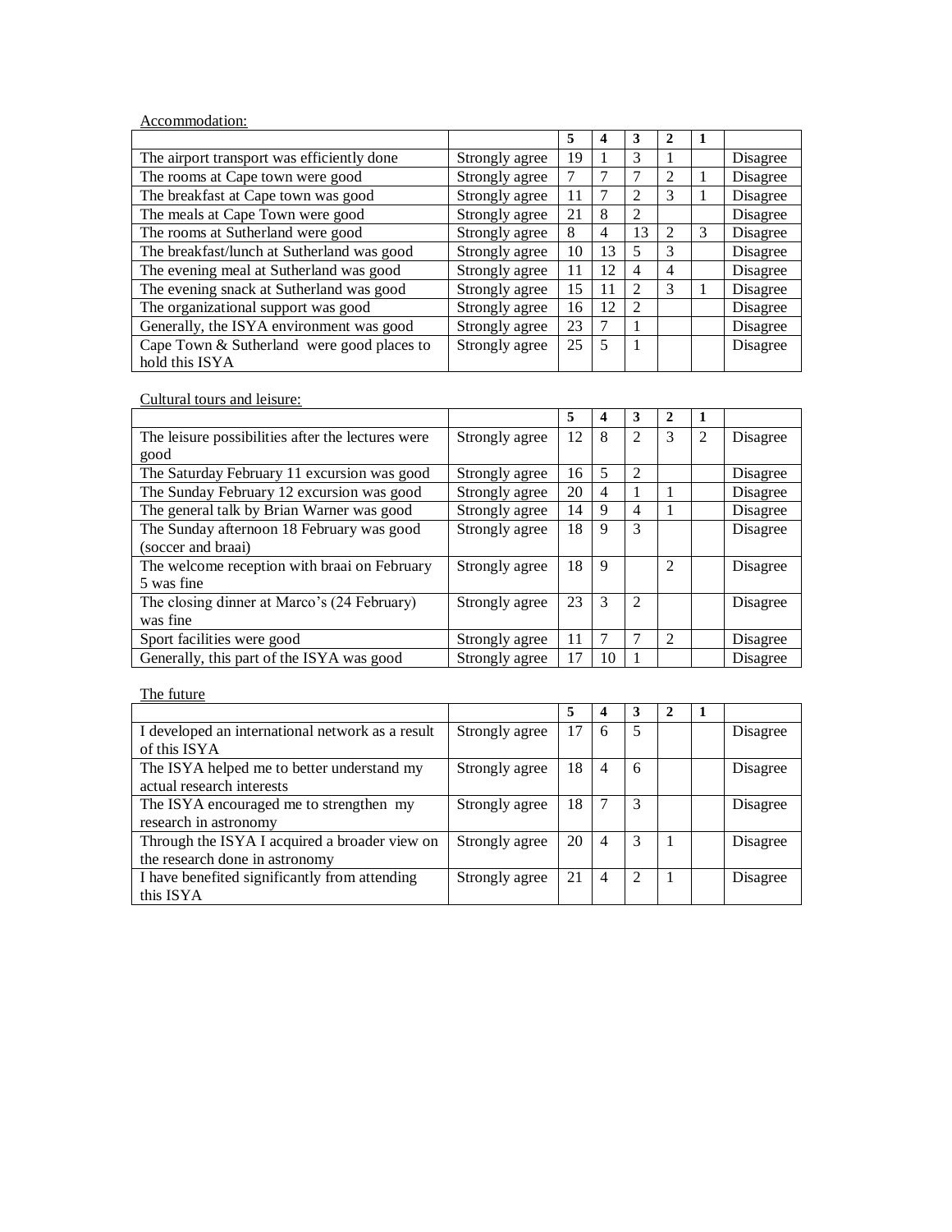Accommodation:

| | | 5 | 4 | 3 | 2 | 1 | |
|---|---|---|---|---|---|---|---|
| The airport transport was efficiently done | Strongly agree | 19 | 1 | 3 | 1 | | Disagree |
| The rooms at Cape town were good | Strongly agree | 7 | 7 | 7 | 2 | 1 | Disagree |
| The breakfast at Cape town was good | Strongly agree | 11 | 7 | 2 | 3 | 1 | Disagree |
| The meals at Cape Town were good | Strongly agree | 21 | 8 | 2 | | | Disagree |
| The rooms at Sutherland were good | Strongly agree | 8 | 4 | 13 | 2 | 3 | Disagree |
| The breakfast/lunch at Sutherland was good | Strongly agree | 10 | 13 | 5 | 3 | | Disagree |
| The evening meal at Sutherland was good | Strongly agree | 11 | 12 | 4 | 4 | | Disagree |
| The evening snack at Sutherland was good | Strongly agree | 15 | 11 | 2 | 3 | 1 | Disagree |
| The organizational support was good | Strongly agree | 16 | 12 | 2 | | | Disagree |
| Generally, the ISYA environment was good | Strongly agree | 23 | 7 | 1 | | | Disagree |
| Cape Town & Sutherland were good places to hold this ISYA | Strongly agree | 25 | 5 | 1 | | | Disagree |

Cultural tours and leisure:

| | | 5 | 4 | 3 | 2 | 1 | |
|---|---|---|---|---|---|---|---|
| The leisure possibilities after the lectures were good | Strongly agree | 12 | 8 | 2 | 3 | 2 | Disagree |
| The Saturday February 11 excursion was good | Strongly agree | 16 | 5 | 2 | | | Disagree |
| The Sunday February 12 excursion was good | Strongly agree | 20 | 4 | 1 | 1 | | Disagree |
| The general talk by Brian Warner was good | Strongly agree | 14 | 9 | 4 | 1 | | Disagree |
| The Sunday afternoon 18 February was good (soccer and braai) | Strongly agree | 18 | 9 | 3 | | | Disagree |
| The welcome reception with braai on February 5 was fine | Strongly agree | 18 | 9 | | 2 | | Disagree |
| The closing dinner at Marco's (24 February) was fine | Strongly agree | 23 | 3 | 2 | | | Disagree |
| Sport facilities were good | Strongly agree | 11 | 7 | 7 | 2 | | Disagree |
| Generally, this part of the ISYA was good | Strongly agree | 17 | 10 | 1 | | | Disagree |

The future

| | | 5 | 4 | 3 | 2 | 1 | |
|---|---|---|---|---|---|---|---|
| I developed an international network as a result of this ISYA | Strongly agree | 17 | 6 | 5 | | | Disagree |
| The ISYA helped me to better understand my actual research interests | Strongly agree | 18 | 4 | 6 | | | Disagree |
| The ISYA encouraged me to strengthen my research in astronomy | Strongly agree | 18 | 7 | 3 | | | Disagree |
| Through the ISYA I acquired a broader view on the research done in astronomy | Strongly agree | 20 | 4 | 3 | 1 | | Disagree |
| I have benefited significantly from attending this ISYA | Strongly agree | 21 | 4 | 2 | 1 | | Disagree |